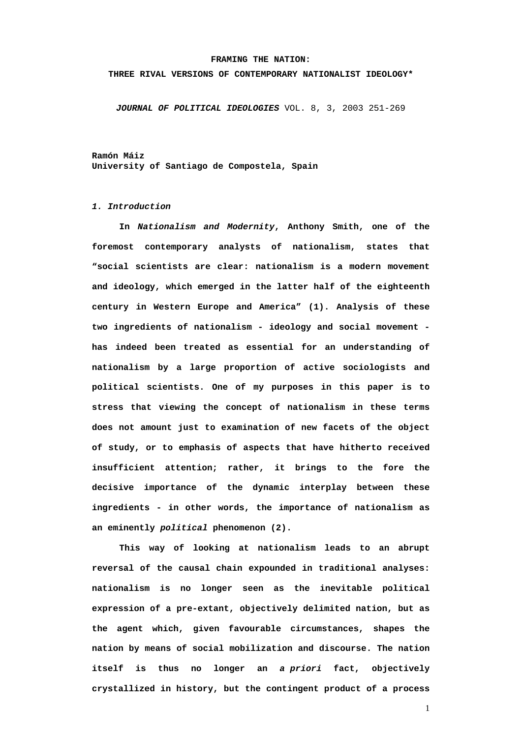**FRAMING THE NATION:**

**THREE RIVAL VERSIONS OF CONTEMPORARY NATIONALIST IDEOLOGY***

***JOURNAL OF POLITICAL IDEOLOGIES*** VOL. 8, 3, 2003 251-269

**Ramón Máiz**
**University of Santiago de Compostela, Spain**

### *1. Introduction*

In *Nationalism and Modernity*, Anthony Smith, one of the foremost contemporary analysts of nationalism, states that "social scientists are clear: nationalism is a modern movement and ideology, which emerged in the latter half of the eighteenth century in Western Europe and America" (1). Analysis of these two ingredients of nationalism - ideology and social movement - has indeed been treated as essential for an understanding of nationalism by a large proportion of active sociologists and political scientists. One of my purposes in this paper is to stress that viewing the concept of nationalism in these terms does not amount just to examination of new facets of the object of study, or to emphasis of aspects that have hitherto received insufficient attention; rather, it brings to the fore the decisive importance of the dynamic interplay between these ingredients - in other words, the importance of nationalism as an eminently *political* phenomenon (2).

This way of looking at nationalism leads to an abrupt reversal of the causal chain expounded in traditional analyses: nationalism is no longer seen as the inevitable political expression of a pre-extant, objectively delimited nation, but as the agent which, given favourable circumstances, shapes the nation by means of social mobilization and discourse. The nation itself is thus no longer an *a priori* fact, objectively crystallized in history, but the contingent product of a process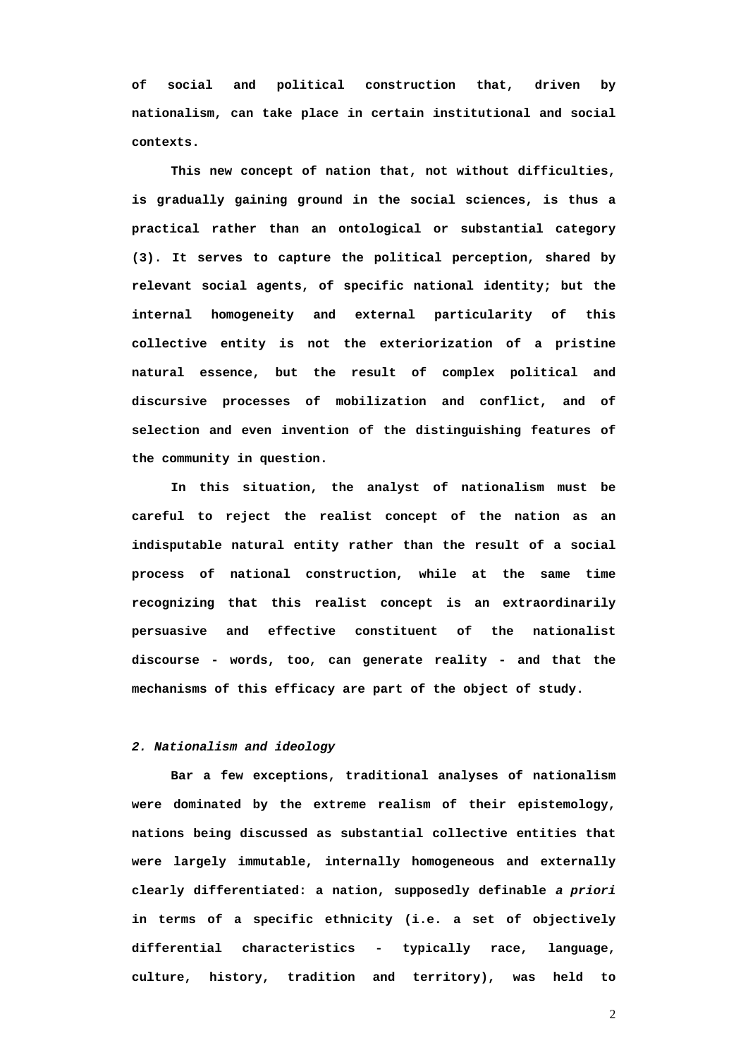of social and political construction that, driven by nationalism, can take place in certain institutional and social contexts.

This new concept of nation that, not without difficulties, is gradually gaining ground in the social sciences, is thus a practical rather than an ontological or substantial category (3). It serves to capture the political perception, shared by relevant social agents, of specific national identity; but the internal homogeneity and external particularity of this collective entity is not the exteriorization of a pristine natural essence, but the result of complex political and discursive processes of mobilization and conflict, and of selection and even invention of the distinguishing features of the community in question.

In this situation, the analyst of nationalism must be careful to reject the realist concept of the nation as an indisputable natural entity rather than the result of a social process of national construction, while at the same time recognizing that this realist concept is an extraordinarily persuasive and effective constituent of the nationalist discourse - words, too, can generate reality - and that the mechanisms of this efficacy are part of the object of study.

### *2. Nationalism and ideology*

Bar a few exceptions, traditional analyses of nationalism were dominated by the extreme realism of their epistemology, nations being discussed as substantial collective entities that were largely immutable, internally homogeneous and externally clearly differentiated: a nation, supposedly definable *a priori* in terms of a specific ethnicity (i.e. a set of objectively differential characteristics - typically race, language, culture, history, tradition and territory), was held to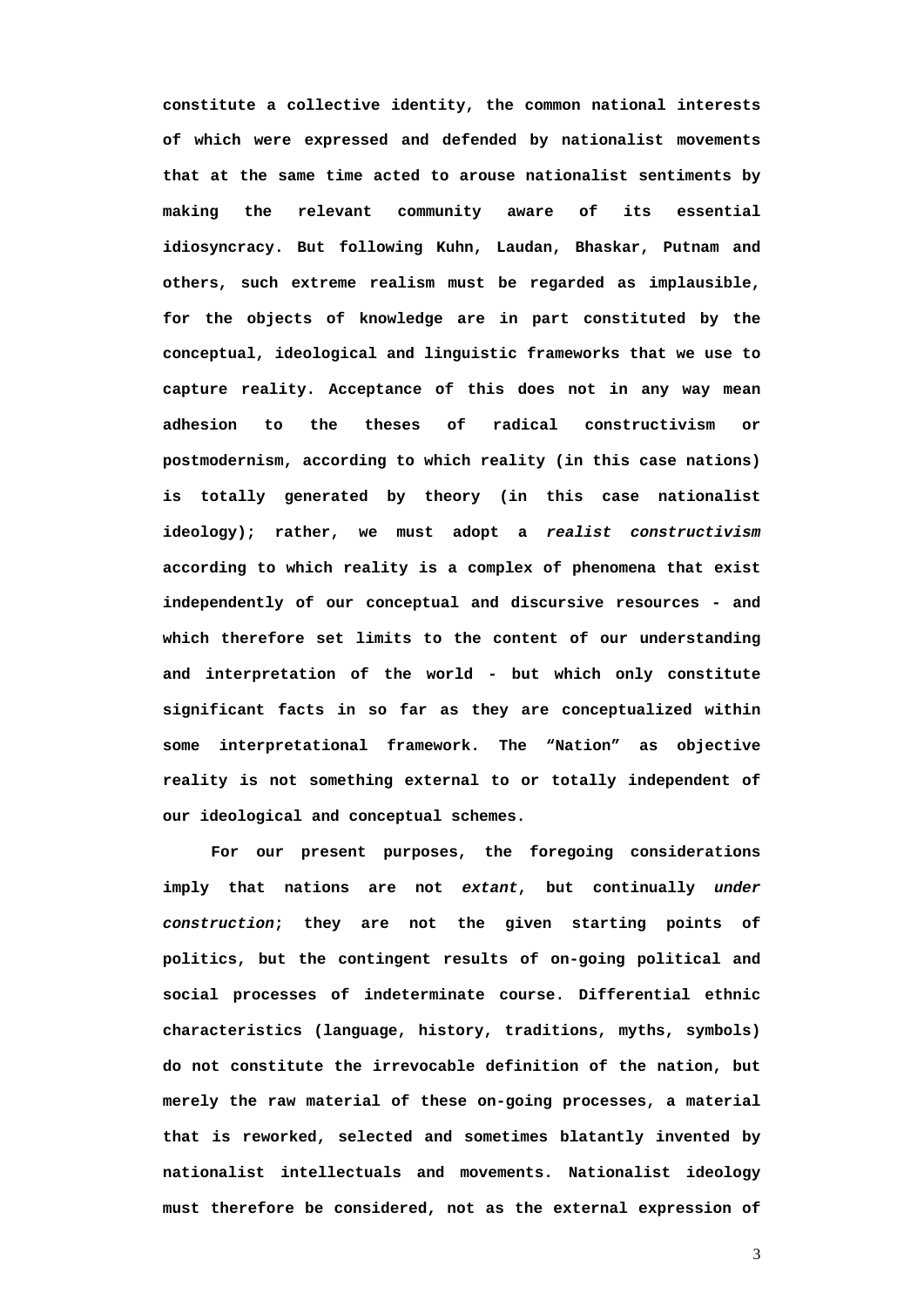constitute a collective identity, the common national interests of which were expressed and defended by nationalist movements that at the same time acted to arouse nationalist sentiments by making the relevant community aware of its essential idiosyncracy. But following Kuhn, Laudan, Bhaskar, Putnam and others, such extreme realism must be regarded as implausible, for the objects of knowledge are in part constituted by the conceptual, ideological and linguistic frameworks that we use to capture reality. Acceptance of this does not in any way mean adhesion to the theses of radical constructivism or postmodernism, according to which reality (in this case nations) is totally generated by theory (in this case nationalist ideology); rather, we must adopt a *realist constructivism* according to which reality is a complex of phenomena that exist independently of our conceptual and discursive resources - and which therefore set limits to the content of our understanding and interpretation of the world - but which only constitute significant facts in so far as they are conceptualized within some interpretational framework. The "Nation" as objective reality is not something external to or totally independent of our ideological and conceptual schemes.

For our present purposes, the foregoing considerations imply that nations are not *extant*, but continually *under construction*; they are not the given starting points of politics, but the contingent results of on-going political and social processes of indeterminate course. Differential ethnic characteristics (language, history, traditions, myths, symbols) do not constitute the irrevocable definition of the nation, but merely the raw material of these on-going processes, a material that is reworked, selected and sometimes blatantly invented by nationalist intellectuals and movements. Nationalist ideology must therefore be considered, not as the external expression of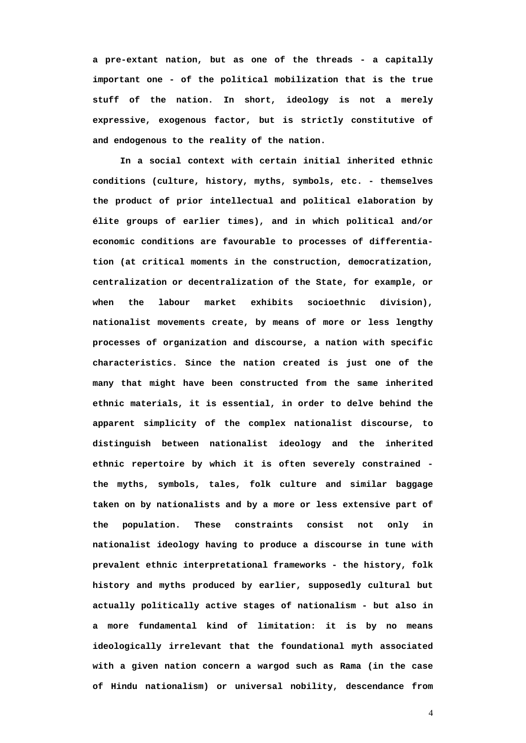a pre-extant nation, but as one of the threads - a capitally important one - of the political mobilization that is the true stuff of the nation. In short, ideology is not a merely expressive, exogenous factor, but is strictly constitutive of and endogenous to the reality of the nation.

In a social context with certain initial inherited ethnic conditions (culture, history, myths, symbols, etc. - themselves the product of prior intellectual and political elaboration by élite groups of earlier times), and in which political and/or economic conditions are favourable to processes of differentiation (at critical moments in the construction, democratization, centralization or decentralization of the State, for example, or when the labour market exhibits socioethnic division), nationalist movements create, by means of more or less lengthy processes of organization and discourse, a nation with specific characteristics. Since the nation created is just one of the many that might have been constructed from the same inherited ethnic materials, it is essential, in order to delve behind the apparent simplicity of the complex nationalist discourse, to distinguish between nationalist ideology and the inherited ethnic repertoire by which it is often severely constrained - the myths, symbols, tales, folk culture and similar baggage taken on by nationalists and by a more or less extensive part of the population. These constraints consist not only in nationalist ideology having to produce a discourse in tune with prevalent ethnic interpretational frameworks - the history, folk history and myths produced by earlier, supposedly cultural but actually politically active stages of nationalism - but also in a more fundamental kind of limitation: it is by no means ideologically irrelevant that the foundational myth associated with a given nation concern a wargod such as Rama (in the case of Hindu nationalism) or universal nobility, descendance from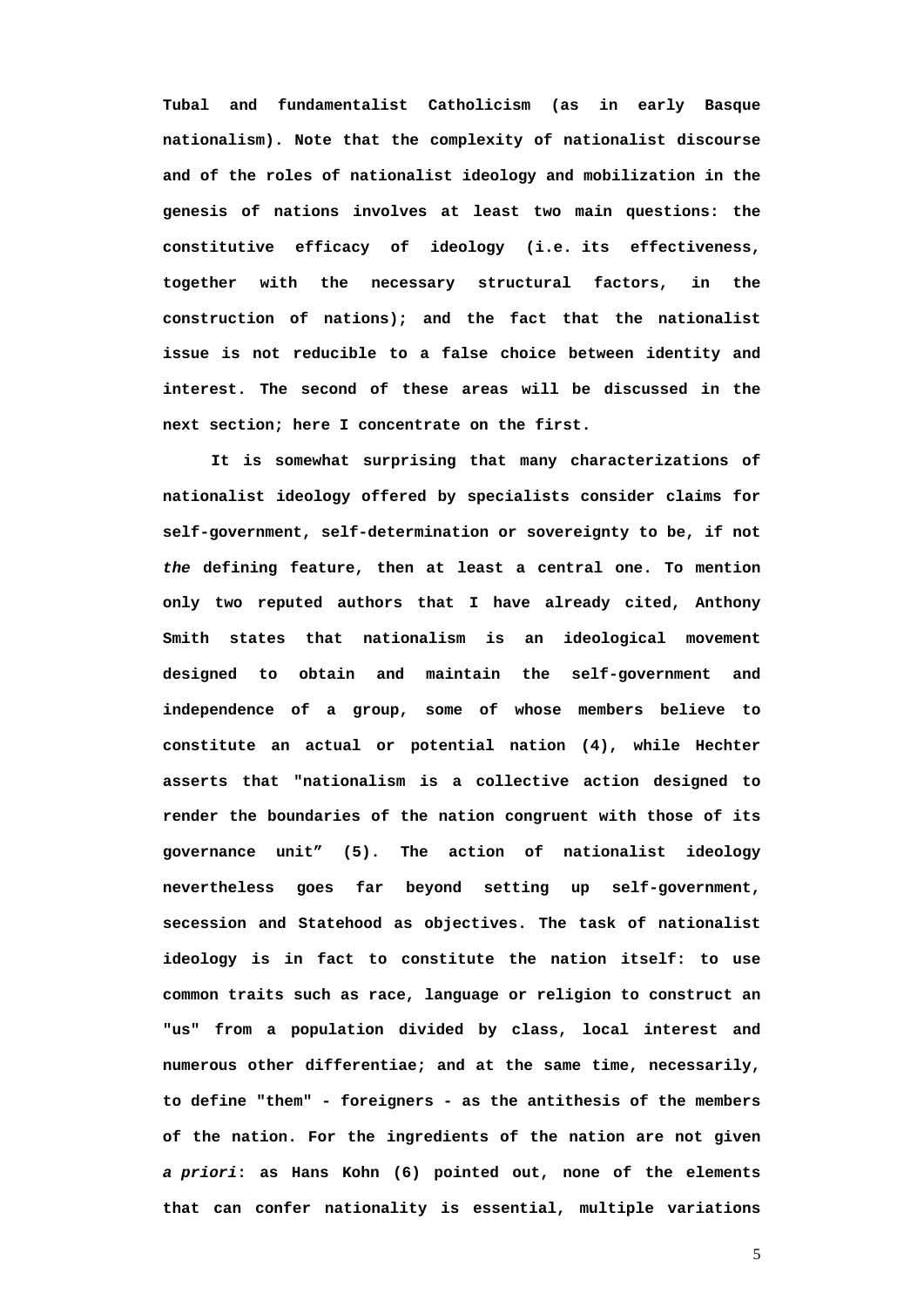Tubal and fundamentalist Catholicism (as in early Basque nationalism). Note that the complexity of nationalist discourse and of the roles of nationalist ideology and mobilization in the genesis of nations involves at least two main questions: the constitutive efficacy of ideology (i.e. its effectiveness, together with the necessary structural factors, in the construction of nations); and the fact that the nationalist issue is not reducible to a false choice between identity and interest. The second of these areas will be discussed in the next section; here I concentrate on the first.

It is somewhat surprising that many characterizations of nationalist ideology offered by specialists consider claims for self-government, self-determination or sovereignty to be, if not *the* defining feature, then at least a central one. To mention only two reputed authors that I have already cited, Anthony Smith states that nationalism is an ideological movement designed to obtain and maintain the self-government and independence of a group, some of whose members believe to constitute an actual or potential nation (4), while Hechter asserts that "nationalism is a collective action designed to render the boundaries of the nation congruent with those of its governance unit" (5). The action of nationalist ideology nevertheless goes far beyond setting up self-government, secession and Statehood as objectives. The task of nationalist ideology is in fact to constitute the nation itself: to use common traits such as race, language or religion to construct an "us" from a population divided by class, local interest and numerous other differentiae; and at the same time, necessarily, to define "them" - foreigners - as the antithesis of the members of the nation. For the ingredients of the nation are not given *a priori*: as Hans Kohn (6) pointed out, none of the elements that can confer nationality is essential, multiple variations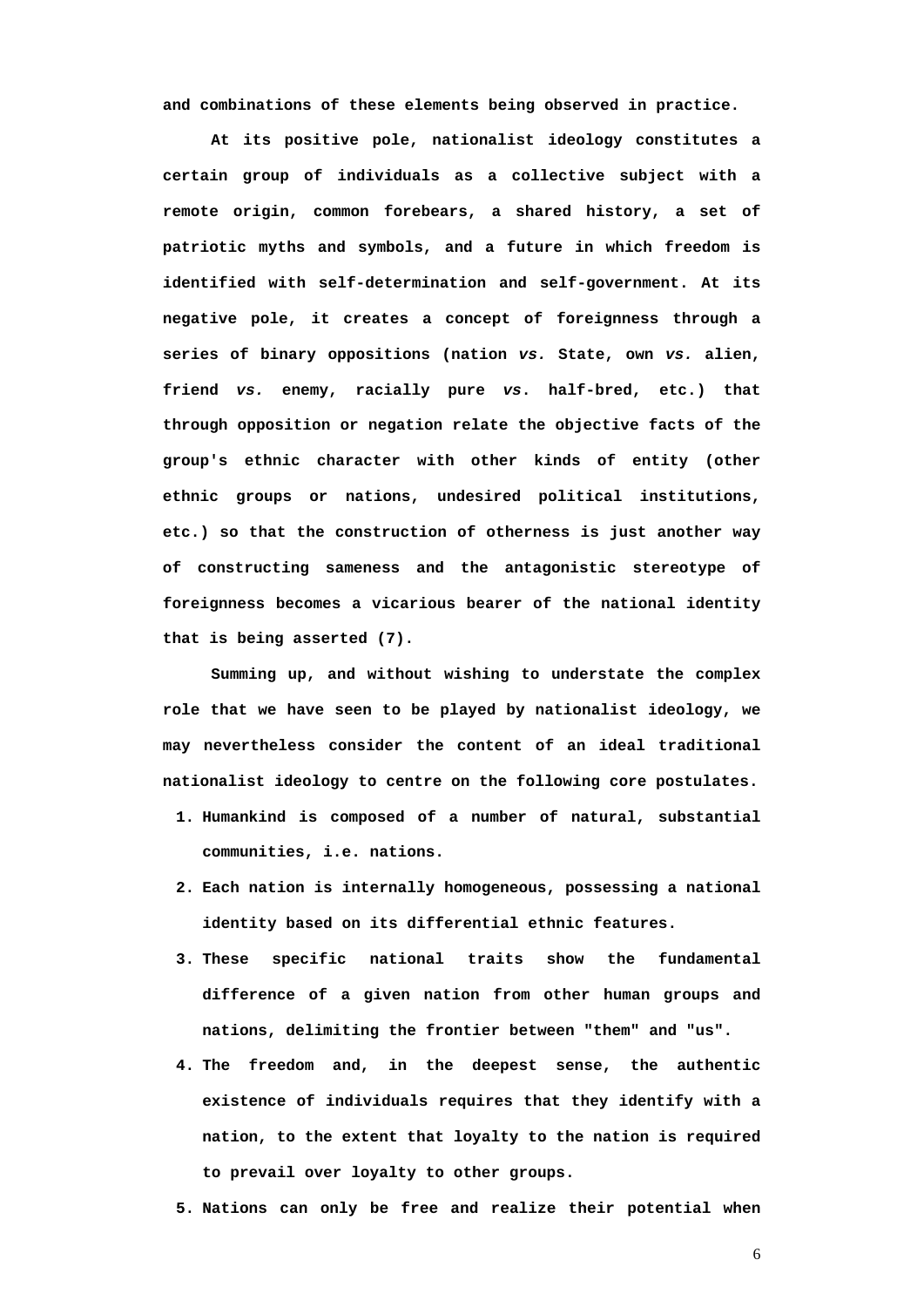and combinations of these elements being observed in practice.

At its positive pole, nationalist ideology constitutes a certain group of individuals as a collective subject with a remote origin, common forebears, a shared history, a set of patriotic myths and symbols, and a future in which freedom is identified with self-determination and self-government. At its negative pole, it creates a concept of foreignness through a series of binary oppositions (nation *vs.* State, own *vs.* alien, friend *vs.* enemy, racially pure *vs*. half-bred, etc.) that through opposition or negation relate the objective facts of the group's ethnic character with other kinds of entity (other ethnic groups or nations, undesired political institutions, etc.) so that the construction of otherness is just another way of constructing sameness and the antagonistic stereotype of foreignness becomes a vicarious bearer of the national identity that is being asserted (7).

Summing up, and without wishing to understate the complex role that we have seen to be played by nationalist ideology, we may nevertheless consider the content of an ideal traditional nationalist ideology to centre on the following core postulates.

1. Humankind is composed of a number of natural, substantial communities, i.e. nations.
2. Each nation is internally homogeneous, possessing a national identity based on its differential ethnic features.
3. These specific national traits show the fundamental difference of a given nation from other human groups and nations, delimiting the frontier between "them" and "us".
4. The freedom and, in the deepest sense, the authentic existence of individuals requires that they identify with a nation, to the extent that loyalty to the nation is required to prevail over loyalty to other groups.
5. Nations can only be free and realize their potential when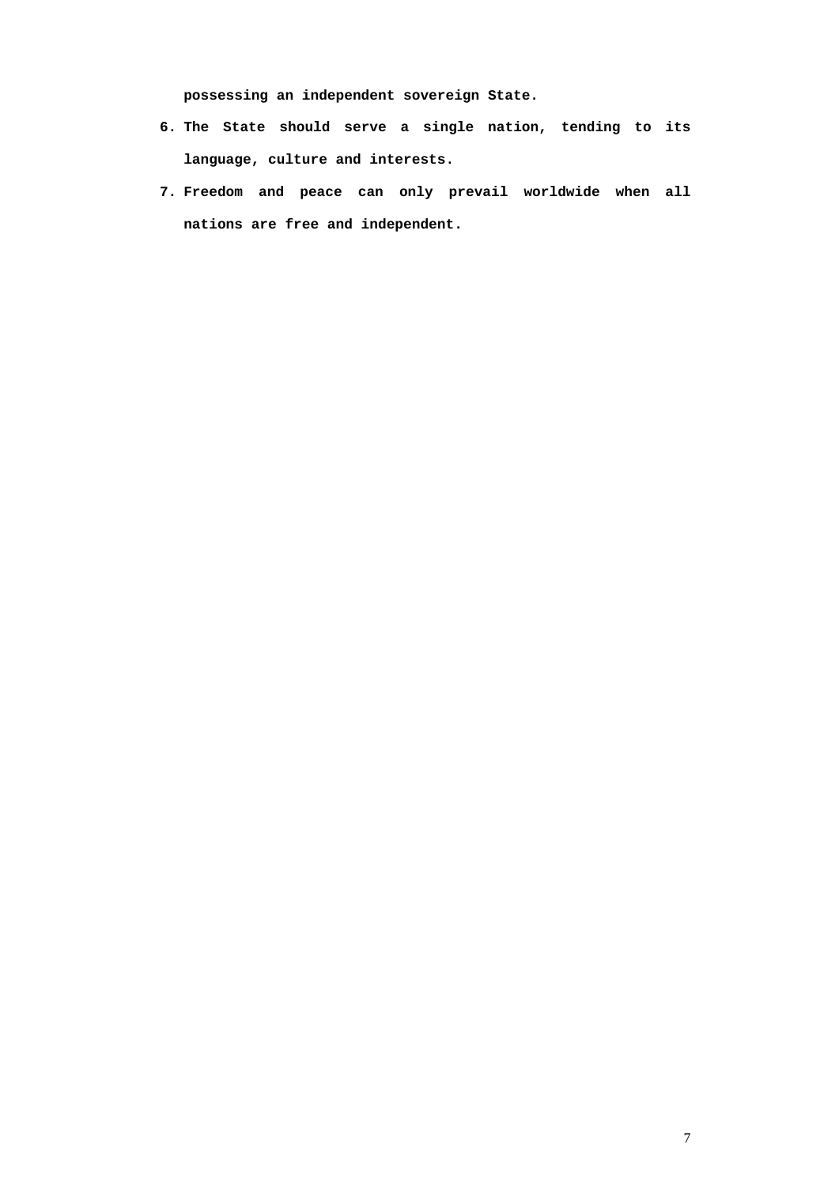**possessing an independent sovereign State.**

6. **The State should serve a single nation, tending to its language, culture and interests.**
7. **Freedom and peace can only prevail worldwide when all nations are free and independent.**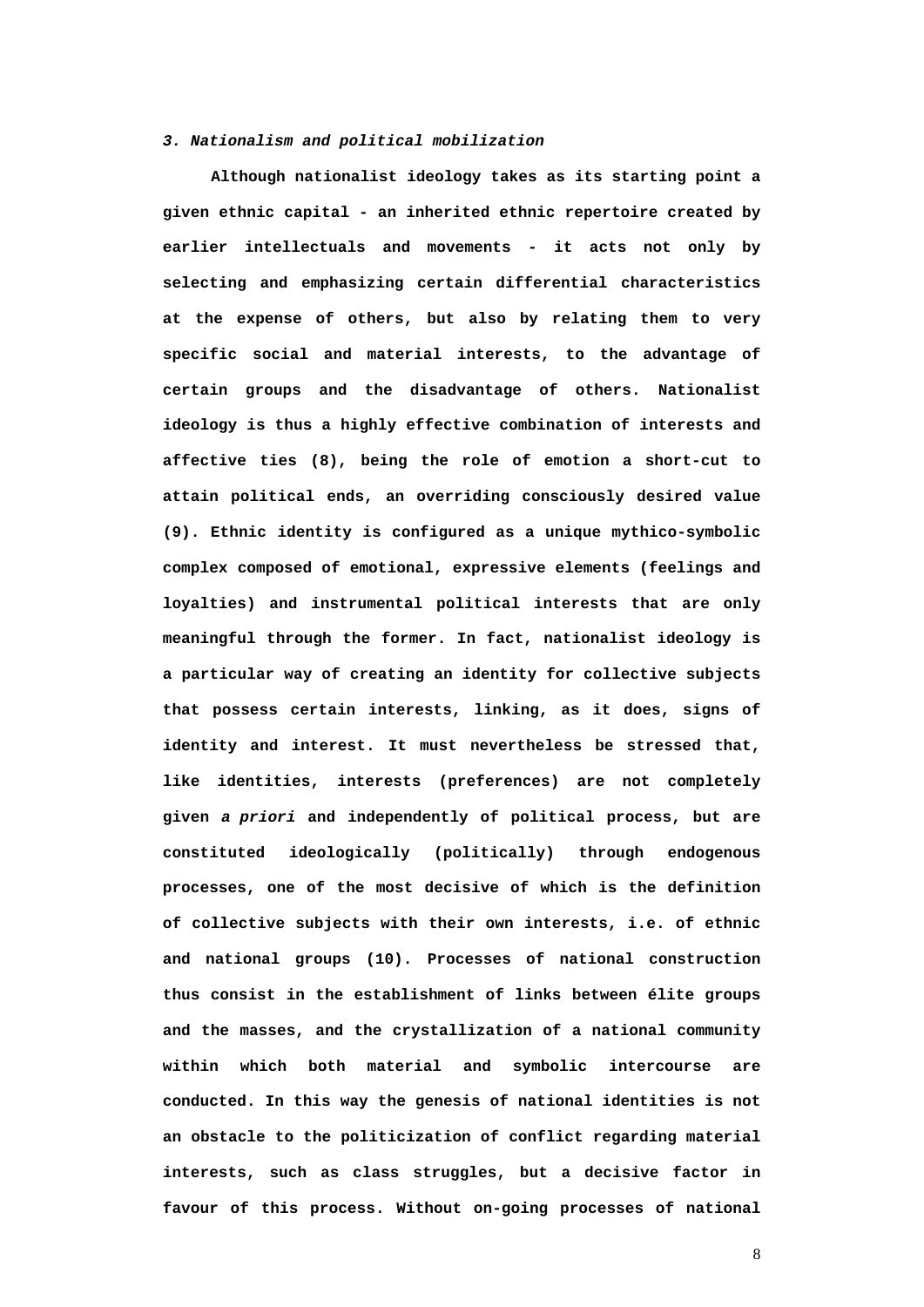### *3. Nationalism and political mobilization*

Although nationalist ideology takes as its starting point a given ethnic capital - an inherited ethnic repertoire created by earlier intellectuals and movements - it acts not only by selecting and emphasizing certain differential characteristics at the expense of others, but also by relating them to very specific social and material interests, to the advantage of certain groups and the disadvantage of others. Nationalist ideology is thus a highly effective combination of interests and affective ties (8), being the role of emotion a short-cut to attain political ends, an overriding consciously desired value (9). Ethnic identity is configured as a unique mythico-symbolic complex composed of emotional, expressive elements (feelings and loyalties) and instrumental political interests that are only meaningful through the former. In fact, nationalist ideology is a particular way of creating an identity for collective subjects that possess certain interests, linking, as it does, signs of identity and interest. It must nevertheless be stressed that, like identities, interests (preferences) are not completely given *a priori* and independently of political process, but are constituted ideologically (politically) through endogenous processes, one of the most decisive of which is the definition of collective subjects with their own interests, i.e. of ethnic and national groups (10). Processes of national construction thus consist in the establishment of links between élite groups and the masses, and the crystallization of a national community within which both material and symbolic intercourse are conducted. In this way the genesis of national identities is not an obstacle to the politicization of conflict regarding material interests, such as class struggles, but a decisive factor in favour of this process. Without on-going processes of national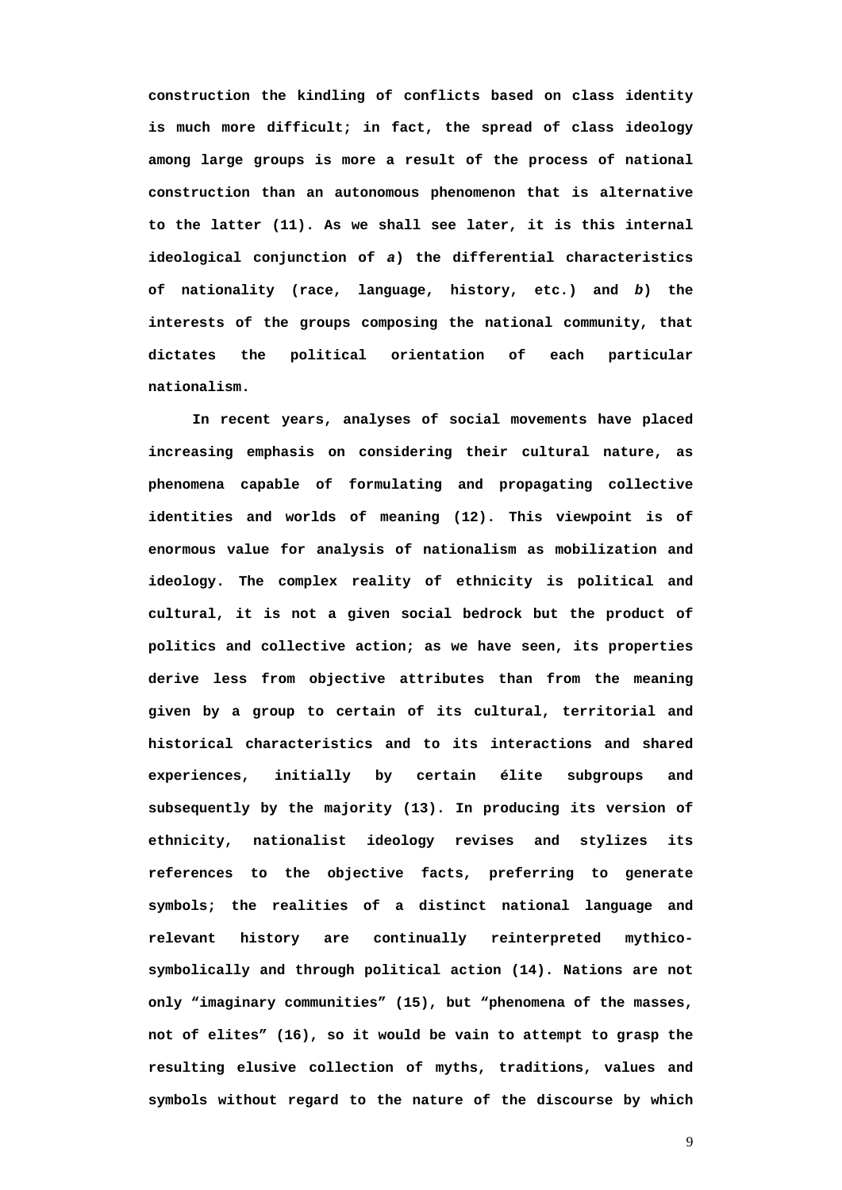construction the kindling of conflicts based on class identity is much more difficult; in fact, the spread of class ideology among large groups is more a result of the process of national construction than an autonomous phenomenon that is alternative to the latter (11). As we shall see later, it is this internal ideological conjunction of *a*) the differential characteristics of nationality (race, language, history, etc.) and *b*) the interests of the groups composing the national community, that dictates the political orientation of each particular nationalism.

In recent years, analyses of social movements have placed increasing emphasis on considering their cultural nature, as phenomena capable of formulating and propagating collective identities and worlds of meaning (12). This viewpoint is of enormous value for analysis of nationalism as mobilization and ideology. The complex reality of ethnicity is political and cultural, it is not a given social bedrock but the product of politics and collective action; as we have seen, its properties derive less from objective attributes than from the meaning given by a group to certain of its cultural, territorial and historical characteristics and to its interactions and shared experiences, initially by certain élite subgroups and subsequently by the majority (13). In producing its version of ethnicity, nationalist ideology revises and stylizes its references to the objective facts, preferring to generate symbols; the realities of a distinct national language and relevant history are continually reinterpreted mythico-symbolically and through political action (14). Nations are not only "imaginary communities" (15), but "phenomena of the masses, not of elites" (16), so it would be vain to attempt to grasp the resulting elusive collection of myths, traditions, values and symbols without regard to the nature of the discourse by which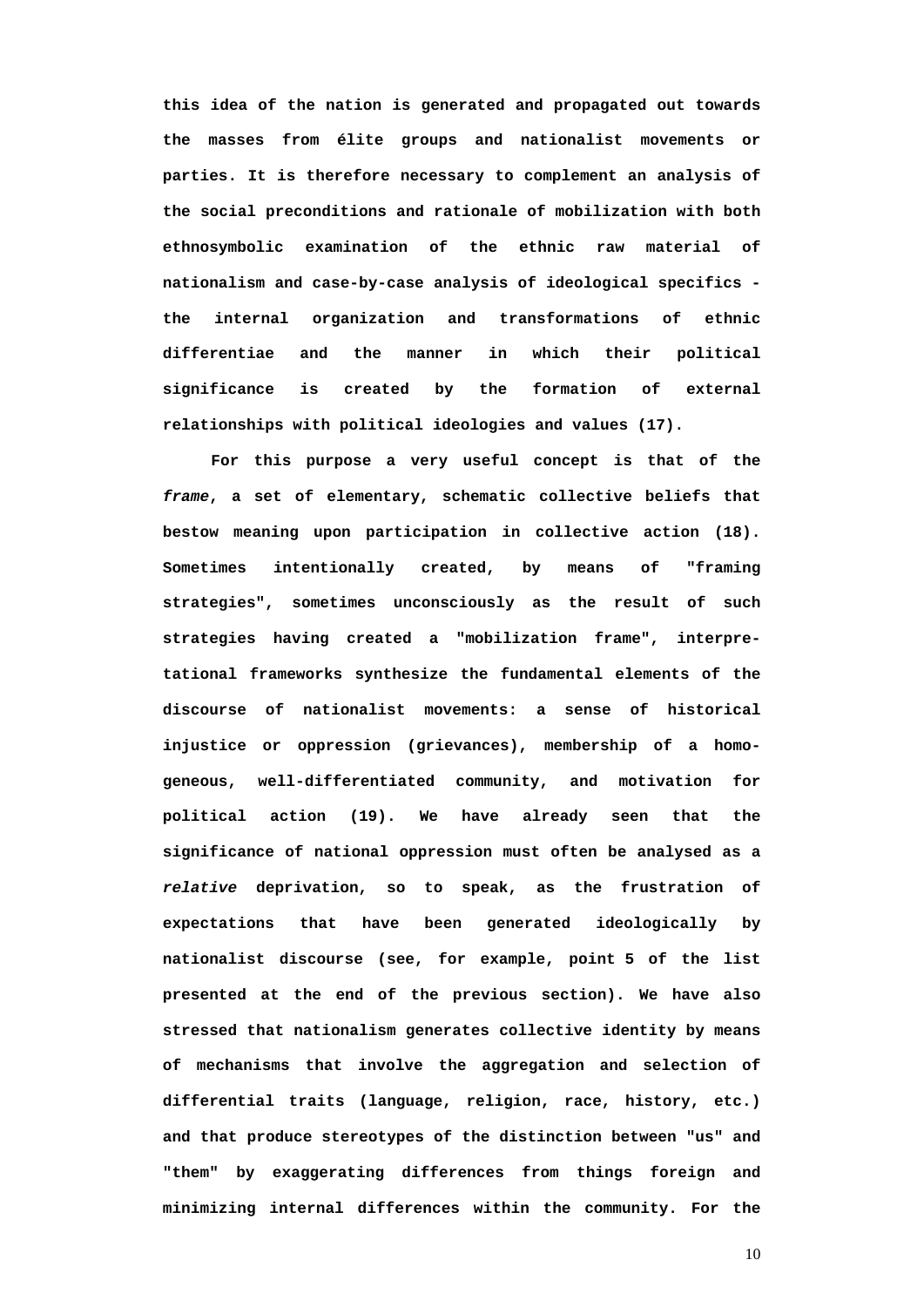this idea of the nation is generated and propagated out towards the masses from élite groups and nationalist movements or parties. It is therefore necessary to complement an analysis of the social preconditions and rationale of mobilization with both ethnosymbolic examination of the ethnic raw material of nationalism and case-by-case analysis of ideological specifics - the internal organization and transformations of ethnic differentiae and the manner in which their political significance is created by the formation of external relationships with political ideologies and values (17).

For this purpose a very useful concept is that of the *frame*, a set of elementary, schematic collective beliefs that bestow meaning upon participation in collective action (18). Sometimes intentionally created, by means of "framing strategies", sometimes unconsciously as the result of such strategies having created a "mobilization frame", interpretational frameworks synthesize the fundamental elements of the discourse of nationalist movements: a sense of historical injustice or oppression (grievances), membership of a homogeneous, well-differentiated community, and motivation for political action (19). We have already seen that the significance of national oppression must often be analysed as a *relative* deprivation, so to speak, as the frustration of expectations that have been generated ideologically by nationalist discourse (see, for example, point 5 of the list presented at the end of the previous section). We have also stressed that nationalism generates collective identity by means of mechanisms that involve the aggregation and selection of differential traits (language, religion, race, history, etc.) and that produce stereotypes of the distinction between "us" and "them" by exaggerating differences from things foreign and minimizing internal differences within the community. For the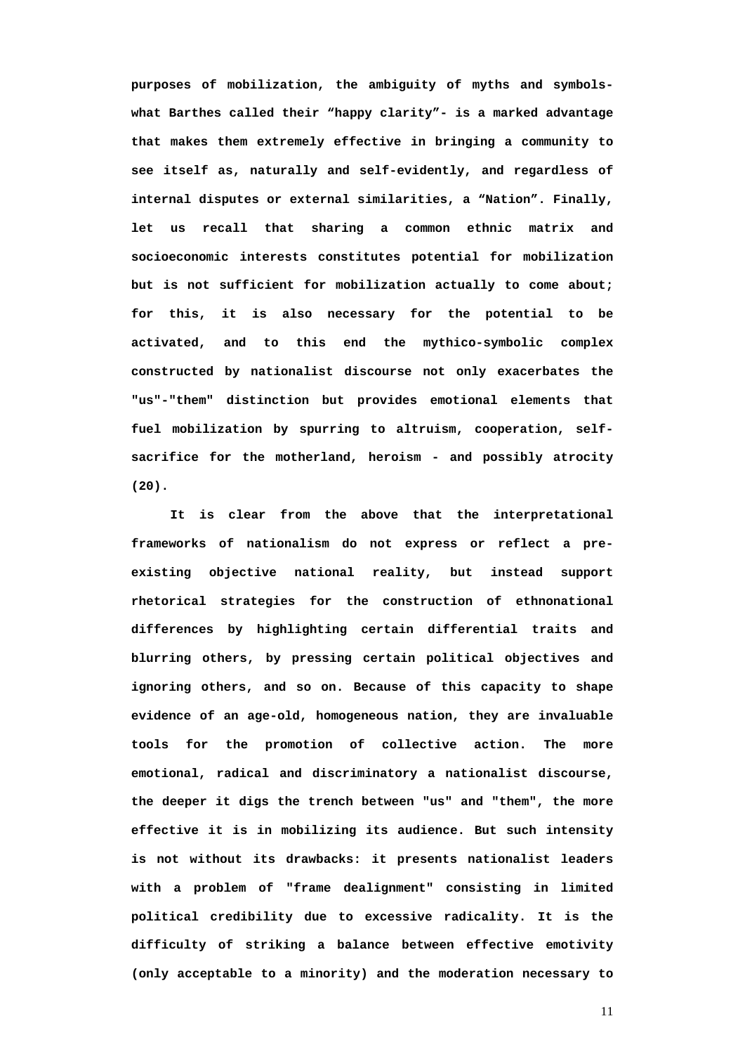purposes of mobilization, the ambiguity of myths and symbols- what Barthes called their “happy clarity”- is a marked advantage that makes them extremely effective in bringing a community to see itself as, naturally and self-evidently, and regardless of internal disputes or external similarities, a “Nation”. Finally, let us recall that sharing a common ethnic matrix and socioeconomic interests constitutes potential for mobilization but is not sufficient for mobilization actually to come about; for this, it is also necessary for the potential to be activated, and to this end the mythico-symbolic complex constructed by nationalist discourse not only exacerbates the "us"-"them" distinction but provides emotional elements that fuel mobilization by spurring to altruism, cooperation, self-sacrifice for the motherland, heroism - and possibly atrocity (20).

It is clear from the above that the interpretational frameworks of nationalism do not express or reflect a pre-existing objective national reality, but instead support rhetorical strategies for the construction of ethnonational differences by highlighting certain differential traits and blurring others, by pressing certain political objectives and ignoring others, and so on. Because of this capacity to shape evidence of an age-old, homogeneous nation, they are invaluable tools for the promotion of collective action. The more emotional, radical and discriminatory a nationalist discourse, the deeper it digs the trench between "us" and "them", the more effective it is in mobilizing its audience. But such intensity is not without its drawbacks: it presents nationalist leaders with a problem of "frame dealignment" consisting in limited political credibility due to excessive radicality. It is the difficulty of striking a balance between effective emotivity (only acceptable to a minority) and the moderation necessary to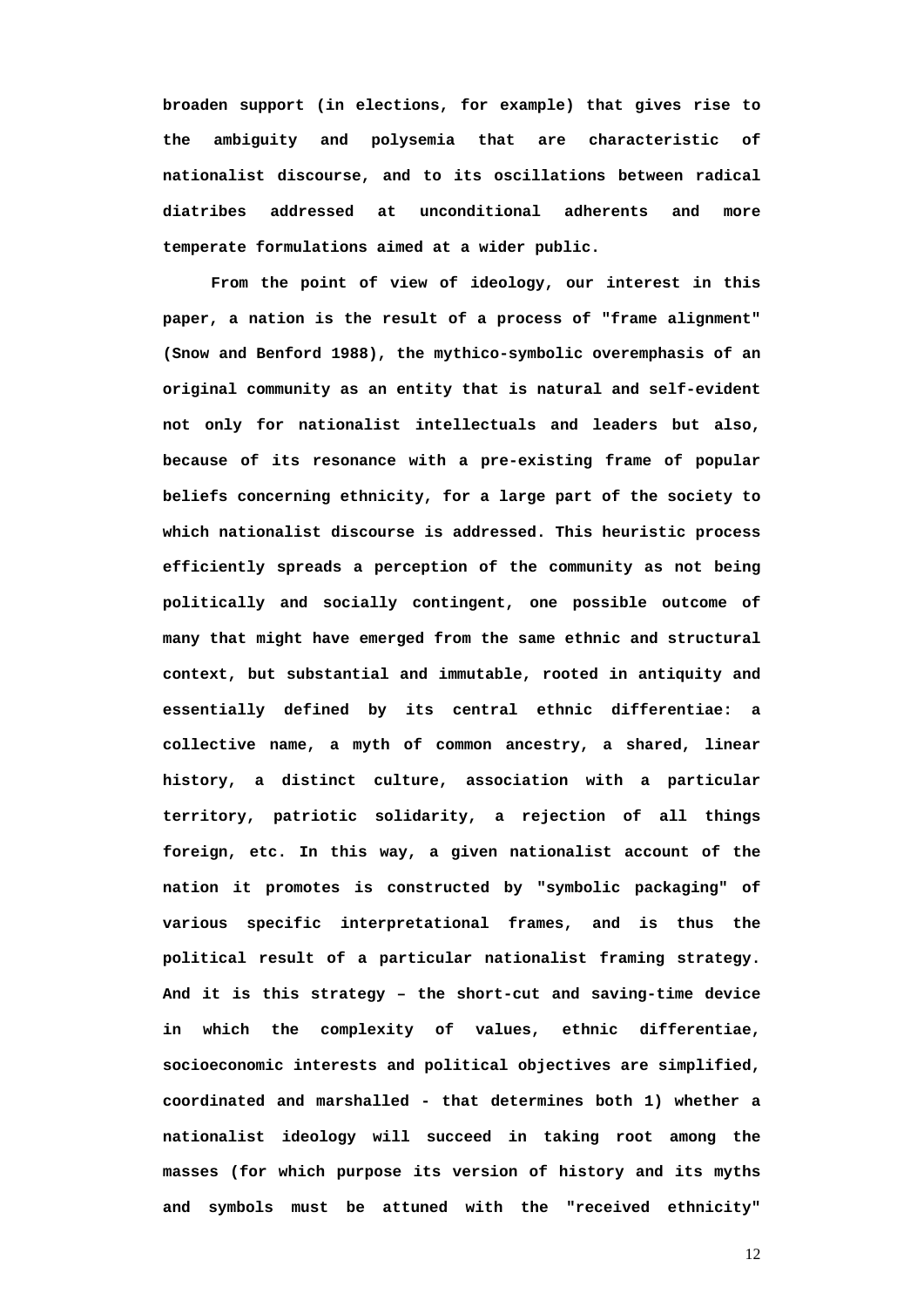broaden support (in elections, for example) that gives rise to the ambiguity and polysemia that are characteristic of nationalist discourse, and to its oscillations between radical diatribes addressed at unconditional adherents and more temperate formulations aimed at a wider public.

From the point of view of ideology, our interest in this paper, a nation is the result of a process of "frame alignment" (Snow and Benford 1988), the mythico-symbolic overemphasis of an original community as an entity that is natural and self-evident not only for nationalist intellectuals and leaders but also, because of its resonance with a pre-existing frame of popular beliefs concerning ethnicity, for a large part of the society to which nationalist discourse is addressed. This heuristic process efficiently spreads a perception of the community as not being politically and socially contingent, one possible outcome of many that might have emerged from the same ethnic and structural context, but substantial and immutable, rooted in antiquity and essentially defined by its central ethnic differentiae: a collective name, a myth of common ancestry, a shared, linear history, a distinct culture, association with a particular territory, patriotic solidarity, a rejection of all things foreign, etc. In this way, a given nationalist account of the nation it promotes is constructed by "symbolic packaging" of various specific interpretational frames, and is thus the political result of a particular nationalist framing strategy. And it is this strategy – the short-cut and saving-time device in which the complexity of values, ethnic differentiae, socioeconomic interests and political objectives are simplified, coordinated and marshalled - that determines both 1) whether a nationalist ideology will succeed in taking root among the masses (for which purpose its version of history and its myths and symbols must be attuned with the "received ethnicity"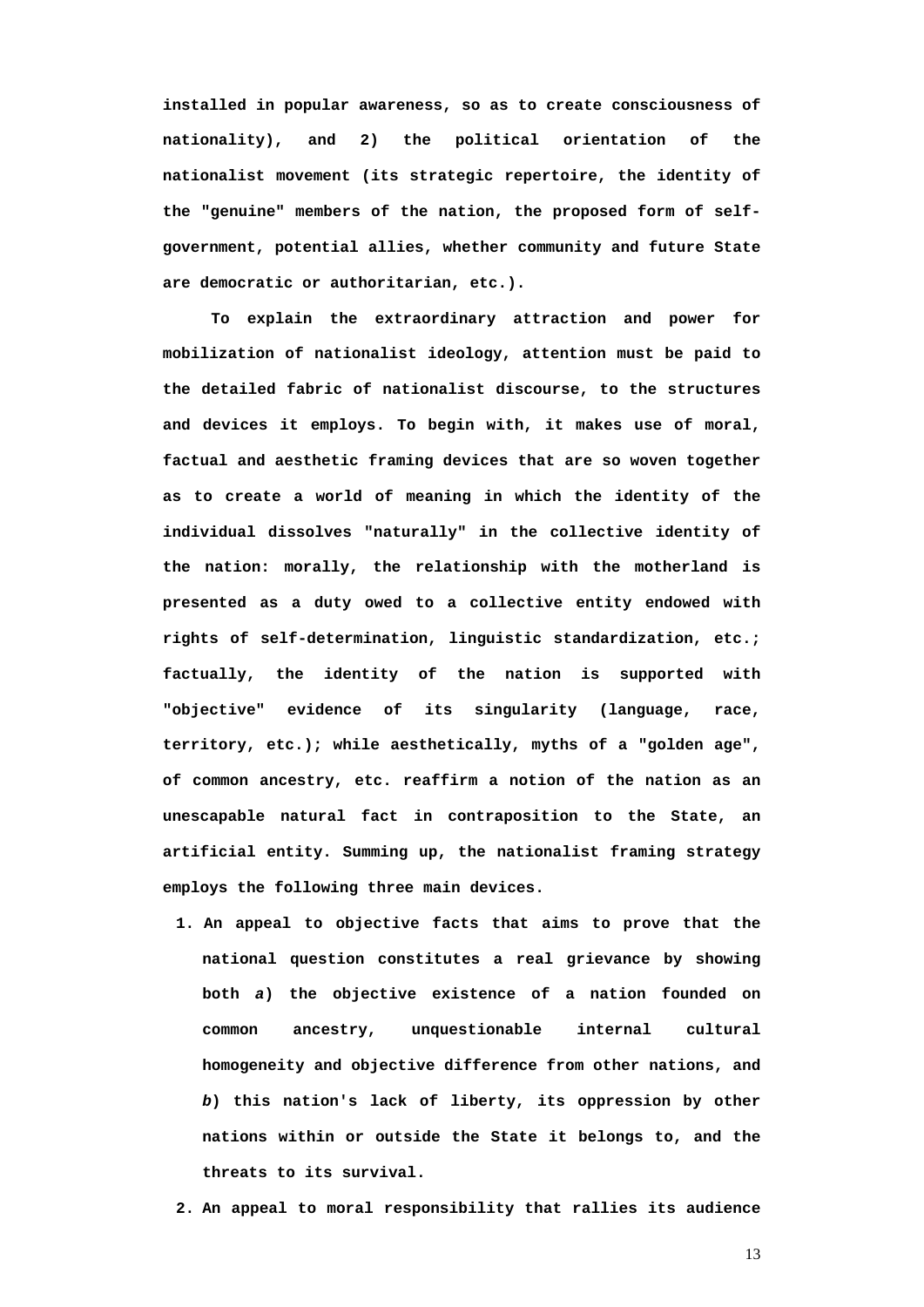installed in popular awareness, so as to create consciousness of nationality), and 2) the political orientation of the nationalist movement (its strategic repertoire, the identity of the "genuine" members of the nation, the proposed form of self-government, potential allies, whether community and future State are democratic or authoritarian, etc.).

To explain the extraordinary attraction and power for mobilization of nationalist ideology, attention must be paid to the detailed fabric of nationalist discourse, to the structures and devices it employs. To begin with, it makes use of moral, factual and aesthetic framing devices that are so woven together as to create a world of meaning in which the identity of the individual dissolves "naturally" in the collective identity of the nation: morally, the relationship with the motherland is presented as a duty owed to a collective entity endowed with rights of self-determination, linguistic standardization, etc.; factually, the identity of the nation is supported with "objective" evidence of its singularity (language, race, territory, etc.); while aesthetically, myths of a "golden age", of common ancestry, etc. reaffirm a notion of the nation as an unescapable natural fact in contraposition to the State, an artificial entity. Summing up, the nationalist framing strategy employs the following three main devices.

1. An appeal to objective facts that aims to prove that the national question constitutes a real grievance by showing both *a*) the objective existence of a nation founded on common ancestry, unquestionable internal cultural homogeneity and objective difference from other nations, and *b*) this nation's lack of liberty, its oppression by other nations within or outside the State it belongs to, and the threats to its survival.
2. An appeal to moral responsibility that rallies its audience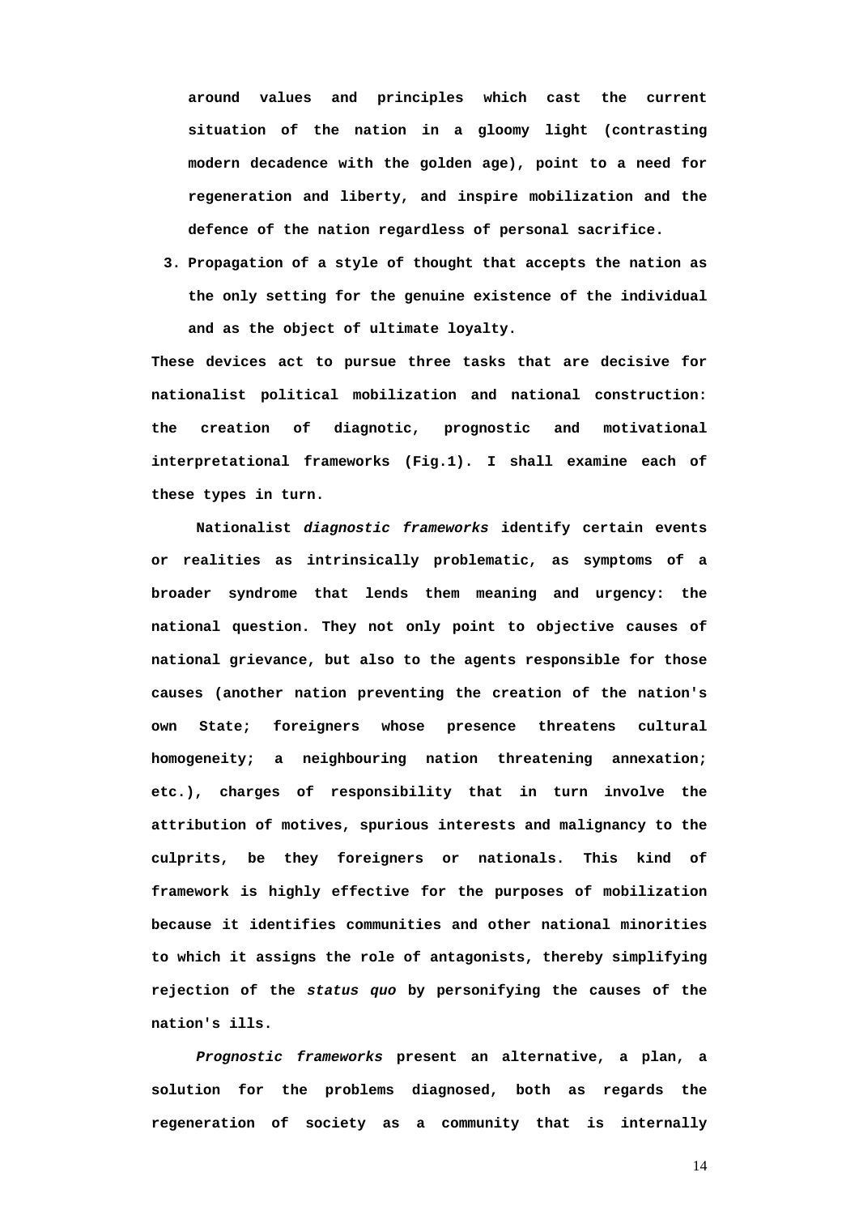around values and principles which cast the current situation of the nation in a gloomy light (contrasting modern decadence with the golden age), point to a need for regeneration and liberty, and inspire mobilization and the defence of the nation regardless of personal sacrifice.

3. Propagation of a style of thought that accepts the nation as the only setting for the genuine existence of the individual and as the object of ultimate loyalty.

These devices act to pursue three tasks that are decisive for nationalist political mobilization and national construction: the creation of diagnotic, prognostic and motivational interpretational frameworks (Fig.1). I shall examine each of these types in turn.

Nationalist *diagnostic frameworks* identify certain events or realities as intrinsically problematic, as symptoms of a broader syndrome that lends them meaning and urgency: the national question. They not only point to objective causes of national grievance, but also to the agents responsible for those causes (another nation preventing the creation of the nation's own State; foreigners whose presence threatens cultural homogeneity; a neighbouring nation threatening annexation; etc.), charges of responsibility that in turn involve the attribution of motives, spurious interests and malignancy to the culprits, be they foreigners or nationals. This kind of framework is highly effective for the purposes of mobilization because it identifies communities and other national minorities to which it assigns the role of antagonists, thereby simplifying rejection of the *status quo* by personifying the causes of the nation's ills.

*Prognostic frameworks* present an alternative, a plan, a solution for the problems diagnosed, both as regards the regeneration of society as a community that is internally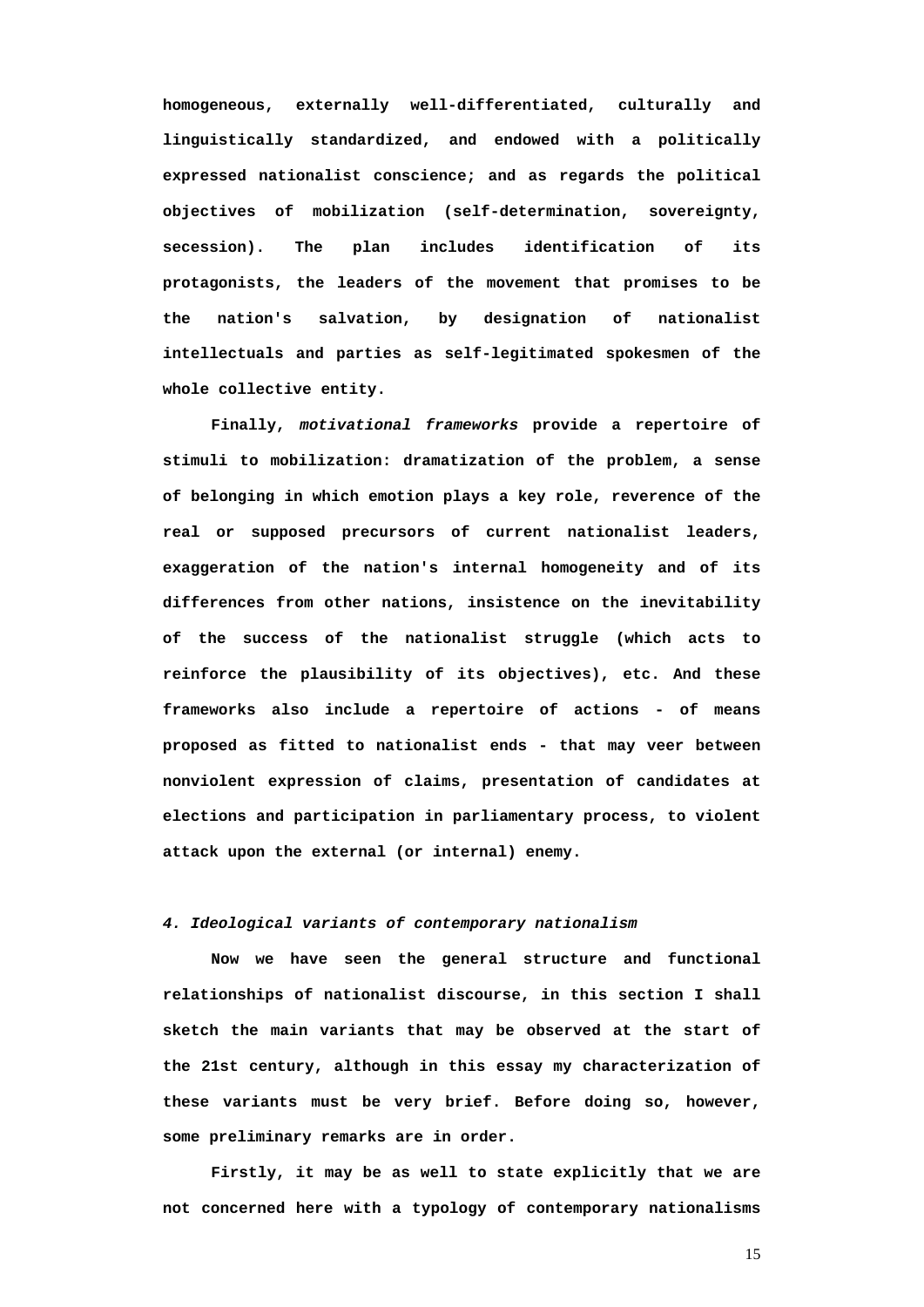homogeneous, externally well-differentiated, culturally and linguistically standardized, and endowed with a politically expressed nationalist conscience; and as regards the political objectives of mobilization (self-determination, sovereignty, secession). The plan includes identification of its protagonists, the leaders of the movement that promises to be the nation's salvation, by designation of nationalist intellectuals and parties as self-legitimated spokesmen of the whole collective entity.

Finally, *motivational frameworks* provide a repertoire of stimuli to mobilization: dramatization of the problem, a sense of belonging in which emotion plays a key role, reverence of the real or supposed precursors of current nationalist leaders, exaggeration of the nation's internal homogeneity and of its differences from other nations, insistence on the inevitability of the success of the nationalist struggle (which acts to reinforce the plausibility of its objectives), etc. And these frameworks also include a repertoire of actions - of means proposed as fitted to nationalist ends - that may veer between nonviolent expression of claims, presentation of candidates at elections and participation in parliamentary process, to violent attack upon the external (or internal) enemy.

### *4. Ideological variants of contemporary nationalism*

Now we have seen the general structure and functional relationships of nationalist discourse, in this section I shall sketch the main variants that may be observed at the start of the 21st century, although in this essay my characterization of these variants must be very brief. Before doing so, however, some preliminary remarks are in order.

Firstly, it may be as well to state explicitly that we are not concerned here with a typology of contemporary nationalisms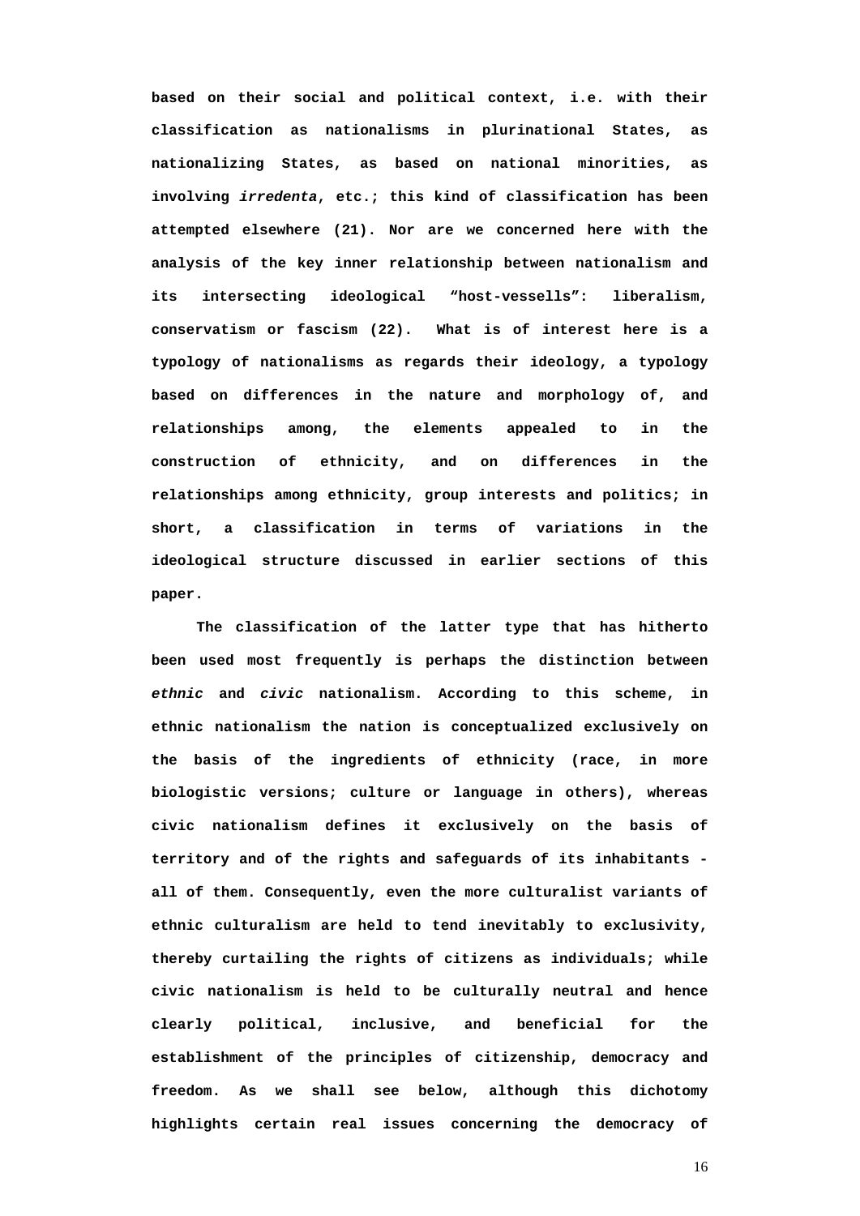based on their social and political context, i.e. with their classification as nationalisms in plurinational States, as nationalizing States, as based on national minorities, as involving *irredenta*, etc.; this kind of classification has been attempted elsewhere (21). Nor are we concerned here with the analysis of the key inner relationship between nationalism and its intersecting ideological "host-vessells": liberalism, conservatism or fascism (22). What is of interest here is a typology of nationalisms as regards their ideology, a typology based on differences in the nature and morphology of, and relationships among, the elements appealed to in the construction of ethnicity, and on differences in the relationships among ethnicity, group interests and politics; in short, a classification in terms of variations in the ideological structure discussed in earlier sections of this paper.

The classification of the latter type that has hitherto been used most frequently is perhaps the distinction between *ethnic* and *civic* nationalism. According to this scheme, in ethnic nationalism the nation is conceptualized exclusively on the basis of the ingredients of ethnicity (race, in more biologistic versions; culture or language in others), whereas civic nationalism defines it exclusively on the basis of territory and of the rights and safeguards of its inhabitants - all of them. Consequently, even the more culturalist variants of ethnic culturalism are held to tend inevitably to exclusivity, thereby curtailing the rights of citizens as individuals; while civic nationalism is held to be culturally neutral and hence clearly political, inclusive, and beneficial for the establishment of the principles of citizenship, democracy and freedom. As we shall see below, although this dichotomy highlights certain real issues concerning the democracy of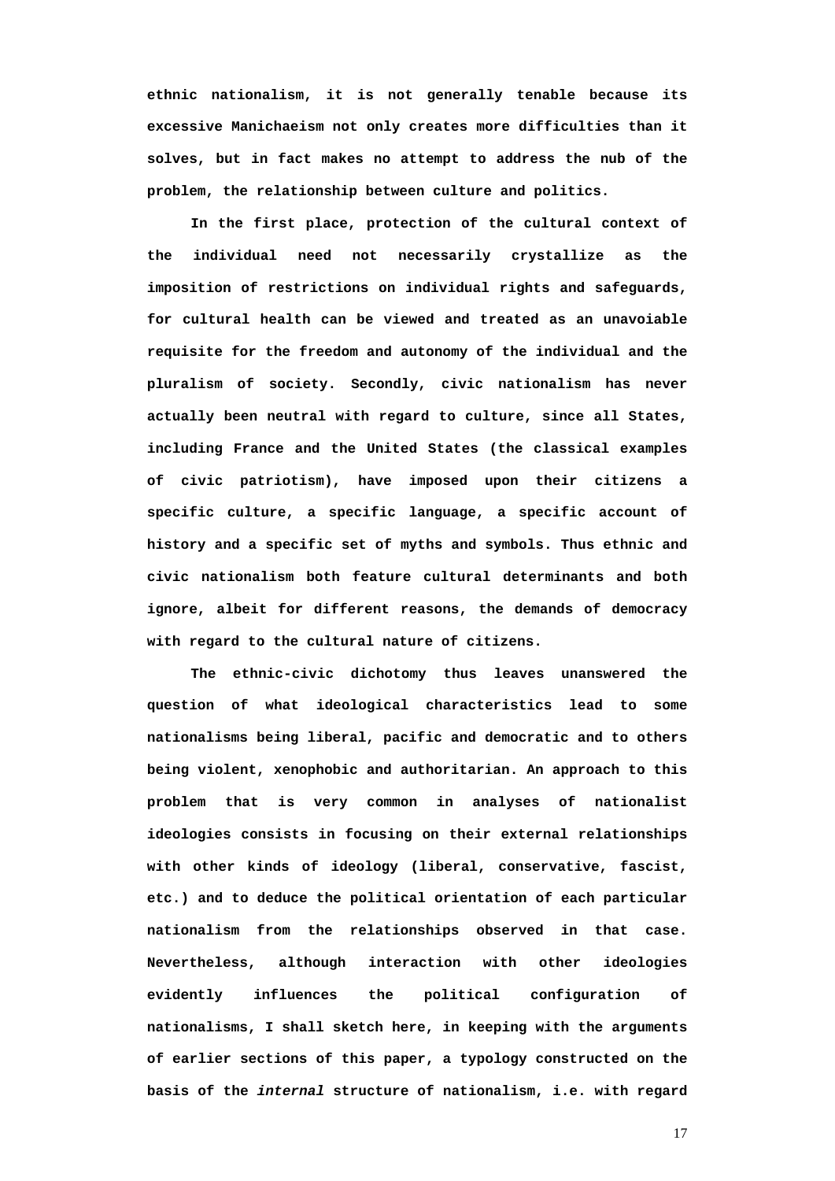ethnic nationalism, it is not generally tenable because its excessive Manichaeism not only creates more difficulties than it solves, but in fact makes no attempt to address the nub of the problem, the relationship between culture and politics.

In the first place, protection of the cultural context of the individual need not necessarily crystallize as the imposition of restrictions on individual rights and safeguards, for cultural health can be viewed and treated as an unavoiable requisite for the freedom and autonomy of the individual and the pluralism of society. Secondly, civic nationalism has never actually been neutral with regard to culture, since all States, including France and the United States (the classical examples of civic patriotism), have imposed upon their citizens a specific culture, a specific language, a specific account of history and a specific set of myths and symbols. Thus ethnic and civic nationalism both feature cultural determinants and both ignore, albeit for different reasons, the demands of democracy with regard to the cultural nature of citizens.

The ethnic-civic dichotomy thus leaves unanswered the question of what ideological characteristics lead to some nationalisms being liberal, pacific and democratic and to others being violent, xenophobic and authoritarian. An approach to this problem that is very common in analyses of nationalist ideologies consists in focusing on their external relationships with other kinds of ideology (liberal, conservative, fascist, etc.) and to deduce the political orientation of each particular nationalism from the relationships observed in that case. Nevertheless, although interaction with other ideologies evidently influences the political configuration of nationalisms, I shall sketch here, in keeping with the arguments of earlier sections of this paper, a typology constructed on the basis of the *internal* structure of nationalism, i.e. with regard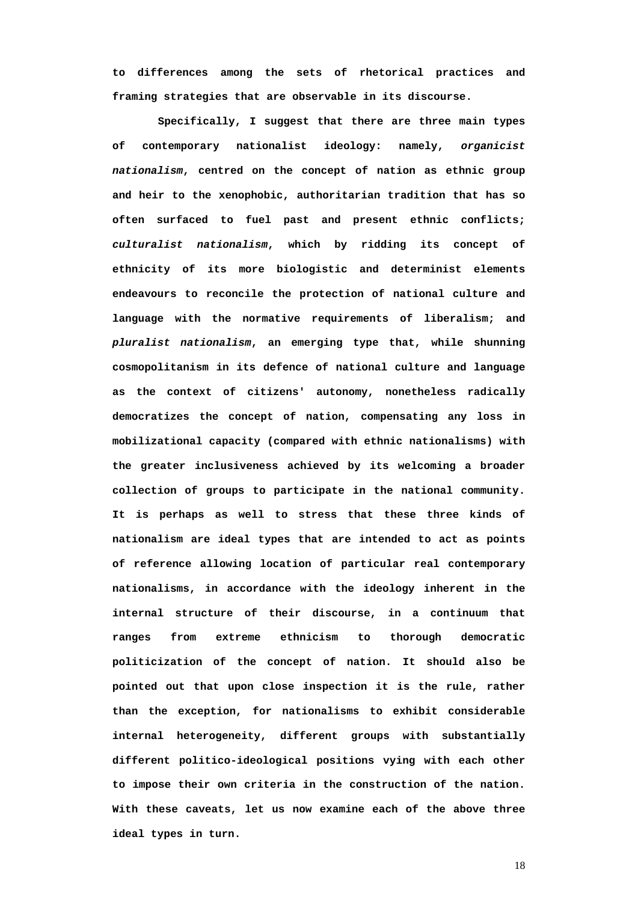to differences among the sets of rhetorical practices and framing strategies that are observable in its discourse.

Specifically, I suggest that there are three main types of contemporary nationalist ideology: namely, *organicist nationalism*, centred on the concept of nation as ethnic group and heir to the xenophobic, authoritarian tradition that has so often surfaced to fuel past and present ethnic conflicts; *culturalist nationalism*, which by ridding its concept of ethnicity of its more biologistic and determinist elements endeavours to reconcile the protection of national culture and language with the normative requirements of liberalism; and *pluralist nationalism*, an emerging type that, while shunning cosmopolitanism in its defence of national culture and language as the context of citizens' autonomy, nonetheless radically democratizes the concept of nation, compensating any loss in mobilizational capacity (compared with ethnic nationalisms) with the greater inclusiveness achieved by its welcoming a broader collection of groups to participate in the national community. It is perhaps as well to stress that these three kinds of nationalism are ideal types that are intended to act as points of reference allowing location of particular real contemporary nationalisms, in accordance with the ideology inherent in the internal structure of their discourse, in a continuum that ranges from extreme ethnicism to thorough democratic politicization of the concept of nation. It should also be pointed out that upon close inspection it is the rule, rather than the exception, for nationalisms to exhibit considerable internal heterogeneity, different groups with substantially different politico-ideological positions vying with each other to impose their own criteria in the construction of the nation. With these caveats, let us now examine each of the above three ideal types in turn.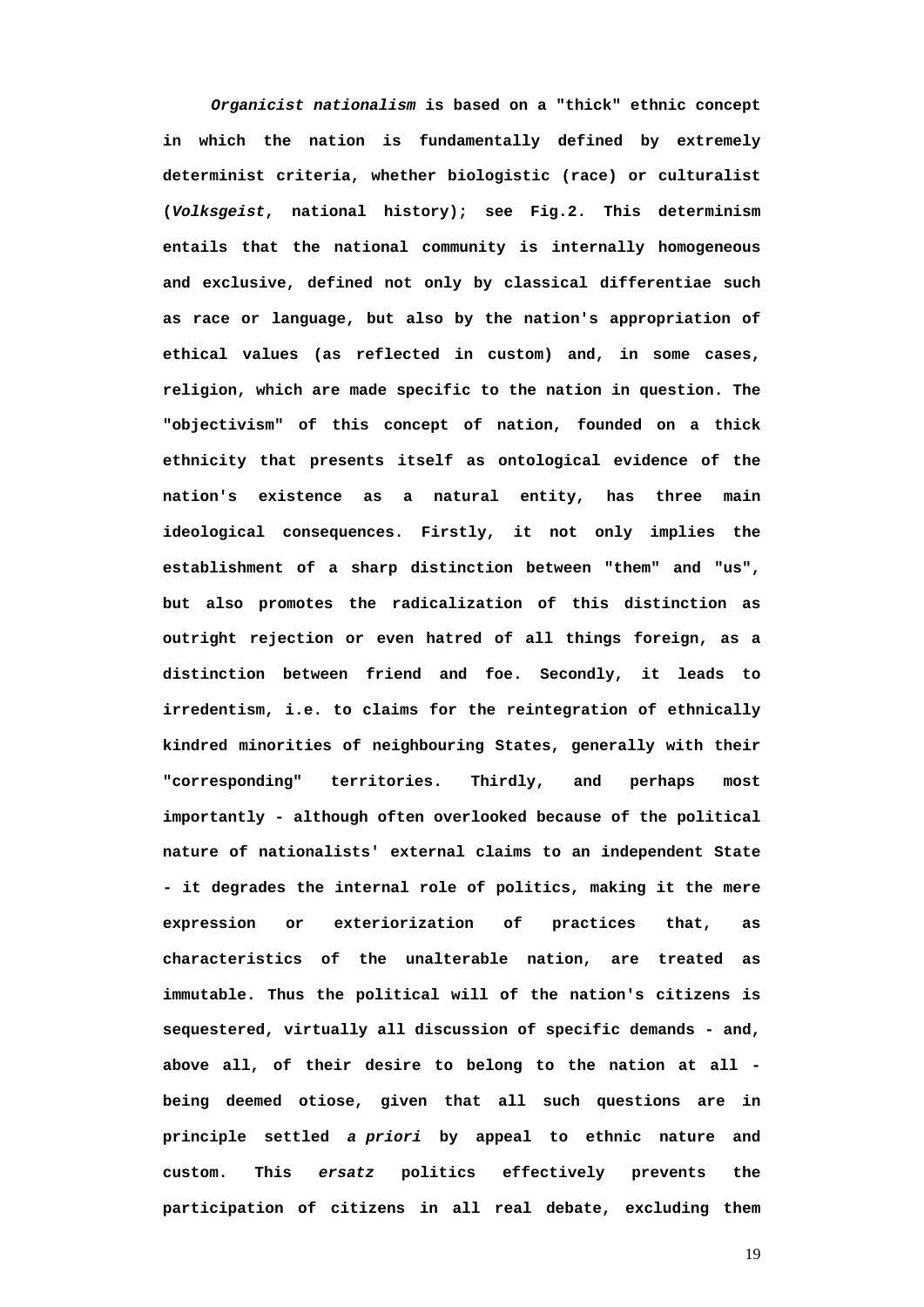*Organicist nationalism* is based on a "thick" ethnic concept in which the nation is fundamentally defined by extremely determinist criteria, whether biologistic (race) or culturalist (*Volksgeist*, national history); see Fig.2. This determinism entails that the national community is internally homogeneous and exclusive, defined not only by classical differentiae such as race or language, but also by the nation's appropriation of ethical values (as reflected in custom) and, in some cases, religion, which are made specific to the nation in question. The "objectivism" of this concept of nation, founded on a thick ethnicity that presents itself as ontological evidence of the nation's existence as a natural entity, has three main ideological consequences. Firstly, it not only implies the establishment of a sharp distinction between "them" and "us", but also promotes the radicalization of this distinction as outright rejection or even hatred of all things foreign, as a distinction between friend and foe. Secondly, it leads to irredentism, i.e. to claims for the reintegration of ethnically kindred minorities of neighbouring States, generally with their "corresponding" territories. Thirdly, and perhaps most importantly - although often overlooked because of the political nature of nationalists' external claims to an independent State - it degrades the internal role of politics, making it the mere expression or exteriorization of practices that, as characteristics of the unalterable nation, are treated as immutable. Thus the political will of the nation's citizens is sequestered, virtually all discussion of specific demands - and, above all, of their desire to belong to the nation at all - being deemed otiose, given that all such questions are in principle settled *a priori* by appeal to ethnic nature and custom. This *ersatz* politics effectively prevents the participation of citizens in all real debate, excluding them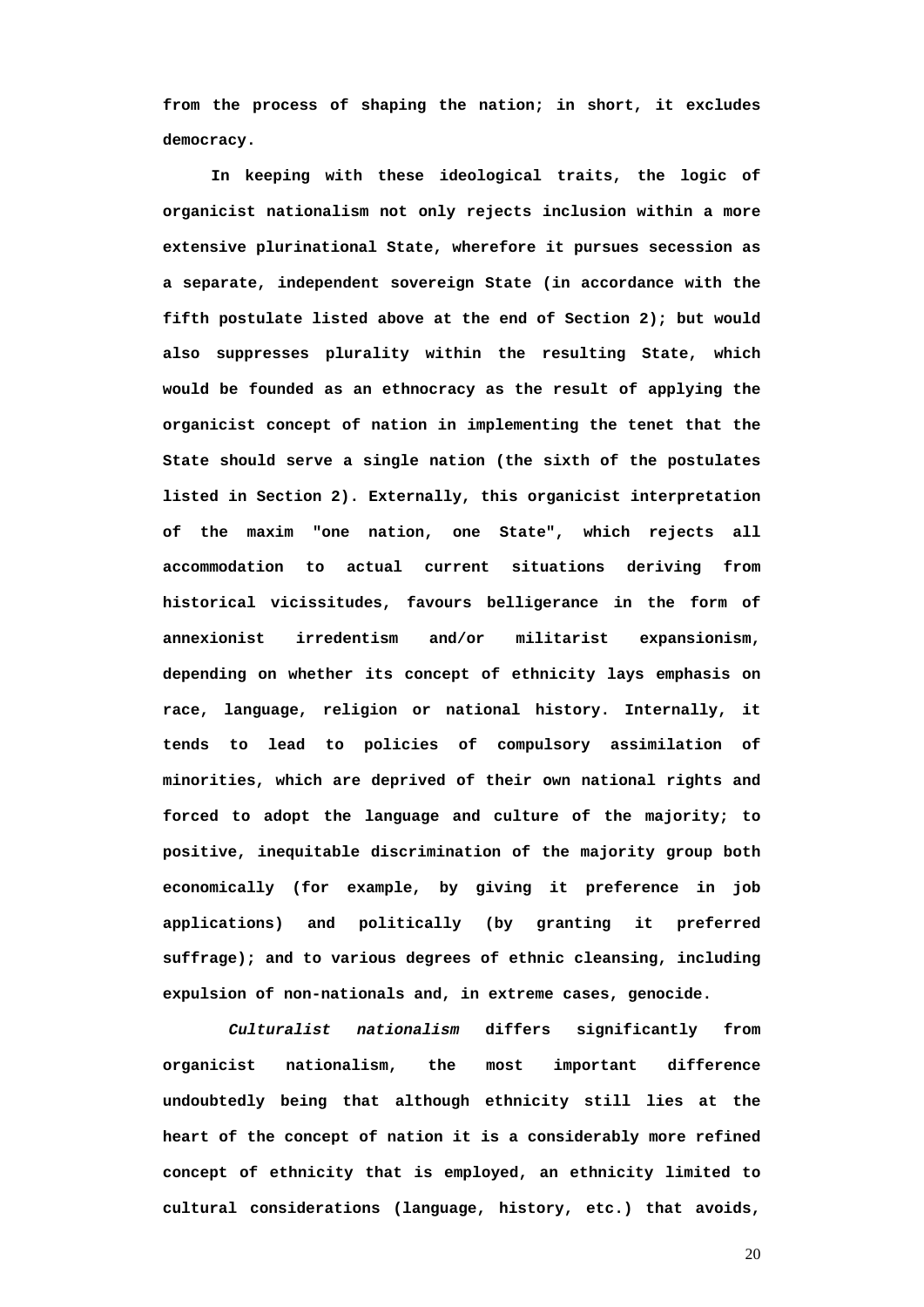from the process of shaping the nation; in short, it excludes democracy.

In keeping with these ideological traits, the logic of organicist nationalism not only rejects inclusion within a more extensive plurinational State, wherefore it pursues secession as a separate, independent sovereign State (in accordance with the fifth postulate listed above at the end of Section 2); but would also suppresses plurality within the resulting State, which would be founded as an ethnocracy as the result of applying the organicist concept of nation in implementing the tenet that the State should serve a single nation (the sixth of the postulates listed in Section 2). Externally, this organicist interpretation of the maxim "one nation, one State", which rejects all accommodation to actual current situations deriving from historical vicissitudes, favours belligerance in the form of annexionist irredentism and/or militarist expansionism, depending on whether its concept of ethnicity lays emphasis on race, language, religion or national history. Internally, it tends to lead to policies of compulsory assimilation of minorities, which are deprived of their own national rights and forced to adopt the language and culture of the majority; to positive, inequitable discrimination of the majority group both economically (for example, by giving it preference in job applications) and politically (by granting it preferred suffrage); and to various degrees of ethnic cleansing, including expulsion of non-nationals and, in extreme cases, genocide.

*Culturalist nationalism* differs significantly from organicist nationalism, the most important difference undoubtedly being that although ethnicity still lies at the heart of the concept of nation it is a considerably more refined concept of ethnicity that is employed, an ethnicity limited to cultural considerations (language, history, etc.) that avoids,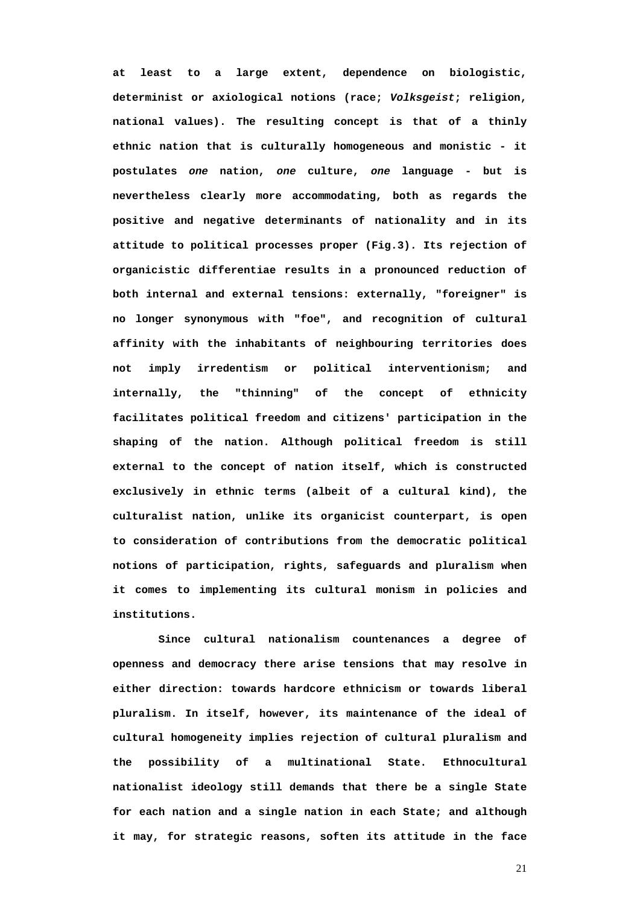at least to a large extent, dependence on biologistic, determinist or axiological notions (race; *Volksgeist*; religion, national values). The resulting concept is that of a thinly ethnic nation that is culturally homogeneous and monistic - it postulates *one* nation, *one* culture, *one* language - but is nevertheless clearly more accommodating, both as regards the positive and negative determinants of nationality and in its attitude to political processes proper (Fig.3). Its rejection of organicistic differentiae results in a pronounced reduction of both internal and external tensions: externally, "foreigner" is no longer synonymous with "foe", and recognition of cultural affinity with the inhabitants of neighbouring territories does not imply irredentism or political interventionism; and internally, the "thinning" of the concept of ethnicity facilitates political freedom and citizens' participation in the shaping of the nation. Although political freedom is still external to the concept of nation itself, which is constructed exclusively in ethnic terms (albeit of a cultural kind), the culturalist nation, unlike its organicist counterpart, is open to consideration of contributions from the democratic political notions of participation, rights, safeguards and pluralism when it comes to implementing its cultural monism in policies and institutions.

Since cultural nationalism countenances a degree of openness and democracy there arise tensions that may resolve in either direction: towards hardcore ethnicism or towards liberal pluralism. In itself, however, its maintenance of the ideal of cultural homogeneity implies rejection of cultural pluralism and the possibility of a multinational State. Ethnocultural nationalist ideology still demands that there be a single State for each nation and a single nation in each State; and although it may, for strategic reasons, soften its attitude in the face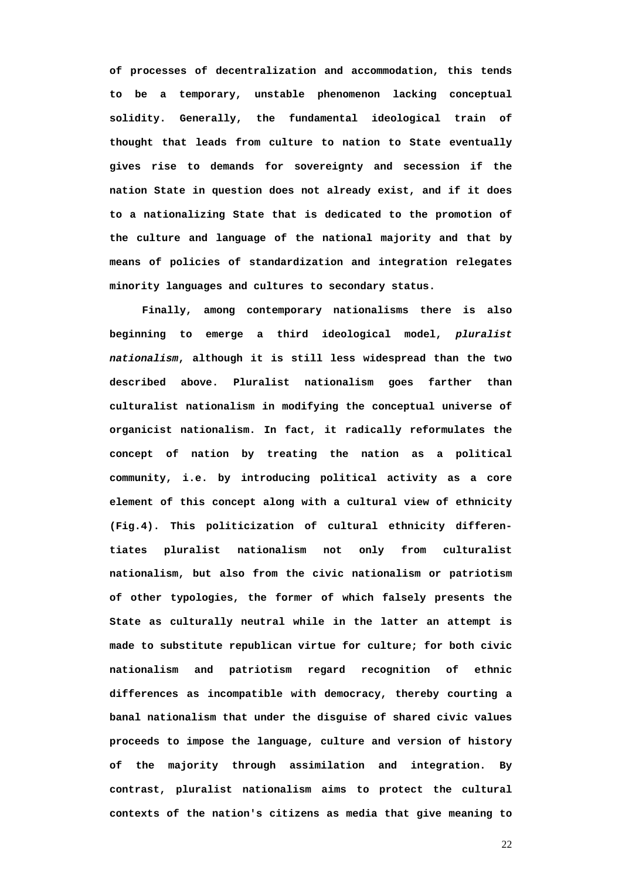of processes of decentralization and accommodation, this tends to be a temporary, unstable phenomenon lacking conceptual solidity. Generally, the fundamental ideological train of thought that leads from culture to nation to State eventually gives rise to demands for sovereignty and secession if the nation State in question does not already exist, and if it does to a nationalizing State that is dedicated to the promotion of the culture and language of the national majority and that by means of policies of standardization and integration relegates minority languages and cultures to secondary status.

Finally, among contemporary nationalisms there is also beginning to emerge a third ideological model, *pluralist nationalism*, although it is still less widespread than the two described above. Pluralist nationalism goes farther than culturalist nationalism in modifying the conceptual universe of organicist nationalism. In fact, it radically reformulates the concept of nation by treating the nation as a political community, i.e. by introducing political activity as a core element of this concept along with a cultural view of ethnicity (Fig.4). This politicization of cultural ethnicity differentiates pluralist nationalism not only from culturalist nationalism, but also from the civic nationalism or patriotism of other typologies, the former of which falsely presents the State as culturally neutral while in the latter an attempt is made to substitute republican virtue for culture; for both civic nationalism and patriotism regard recognition of ethnic differences as incompatible with democracy, thereby courting a banal nationalism that under the disguise of shared civic values proceeds to impose the language, culture and version of history of the majority through assimilation and integration. By contrast, pluralist nationalism aims to protect the cultural contexts of the nation's citizens as media that give meaning to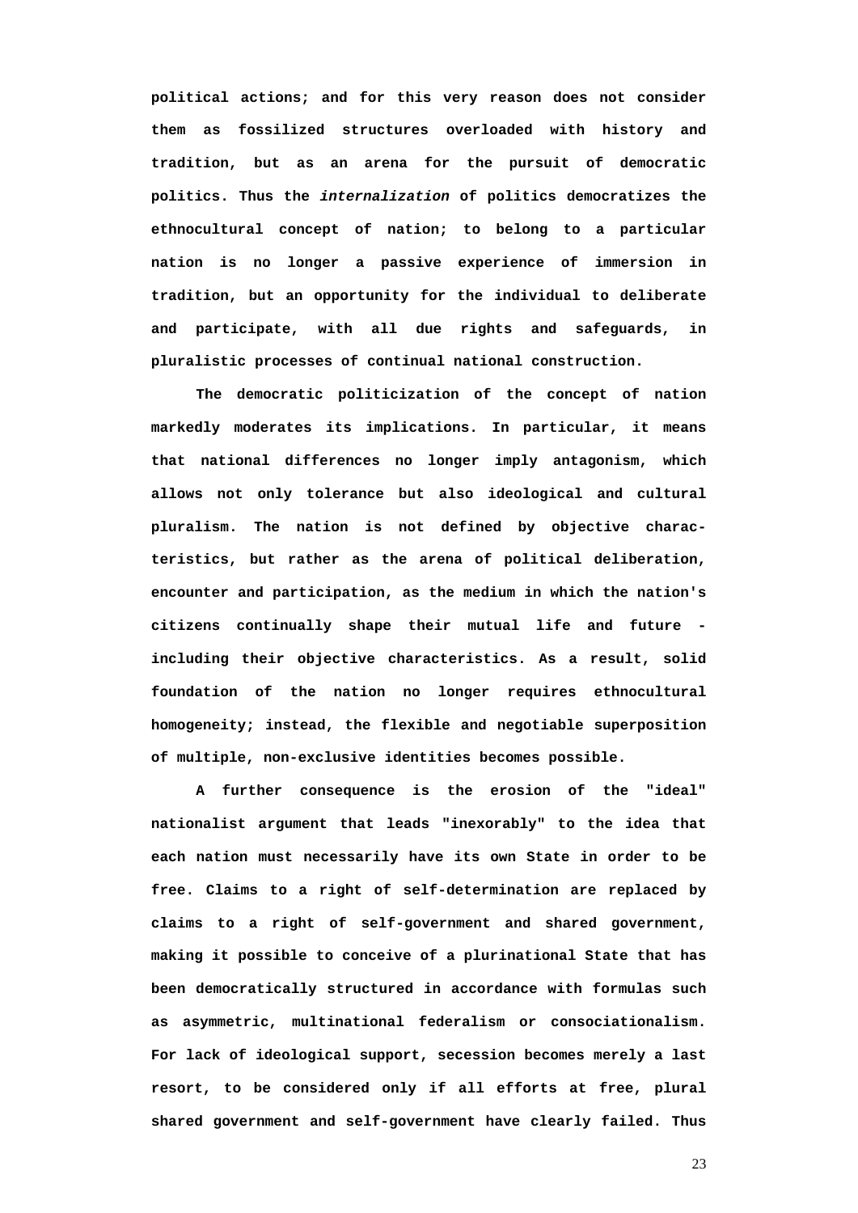political actions; and for this very reason does not consider them as fossilized structures overloaded with history and tradition, but as an arena for the pursuit of democratic politics. Thus the *internalization* of politics democratizes the ethnocultural concept of nation; to belong to a particular nation is no longer a passive experience of immersion in tradition, but an opportunity for the individual to deliberate and participate, with all due rights and safeguards, in pluralistic processes of continual national construction.

The democratic politicization of the concept of nation markedly moderates its implications. In particular, it means that national differences no longer imply antagonism, which allows not only tolerance but also ideological and cultural pluralism. The nation is not defined by objective characteristics, but rather as the arena of political deliberation, encounter and participation, as the medium in which the nation's citizens continually shape their mutual life and future - including their objective characteristics. As a result, solid foundation of the nation no longer requires ethnocultural homogeneity; instead, the flexible and negotiable superposition of multiple, non-exclusive identities becomes possible.

A further consequence is the erosion of the "ideal" nationalist argument that leads "inexorably" to the idea that each nation must necessarily have its own State in order to be free. Claims to a right of self-determination are replaced by claims to a right of self-government and shared government, making it possible to conceive of a plurinational State that has been democratically structured in accordance with formulas such as asymmetric, multinational federalism or consociationalism. For lack of ideological support, secession becomes merely a last resort, to be considered only if all efforts at free, plural shared government and self-government have clearly failed. Thus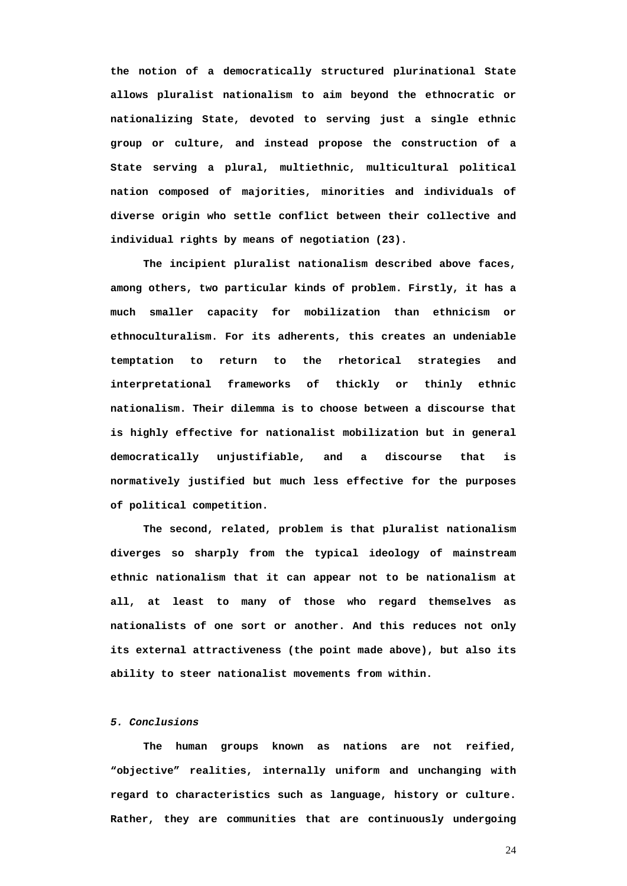the notion of a democratically structured plurinational State allows pluralist nationalism to aim beyond the ethnocratic or nationalizing State, devoted to serving just a single ethnic group or culture, and instead propose the construction of a State serving a plural, multiethnic, multicultural political nation composed of majorities, minorities and individuals of diverse origin who settle conflict between their collective and individual rights by means of negotiation (23).

The incipient pluralist nationalism described above faces, among others, two particular kinds of problem. Firstly, it has a much smaller capacity for mobilization than ethnicism or ethnoculturalism. For its adherents, this creates an undeniable temptation to return to the rhetorical strategies and interpretational frameworks of thickly or thinly ethnic nationalism. Their dilemma is to choose between a discourse that is highly effective for nationalist mobilization but in general democratically unjustifiable, and a discourse that is normatively justified but much less effective for the purposes of political competition.

The second, related, problem is that pluralist nationalism diverges so sharply from the typical ideology of mainstream ethnic nationalism that it can appear not to be nationalism at all, at least to many of those who regard themselves as nationalists of one sort or another. And this reduces not only its external attractiveness (the point made above), but also its ability to steer nationalist movements from within.

## *5. Conclusions*

The human groups known as nations are not reified, “objective” realities, internally uniform and unchanging with regard to characteristics such as language, history or culture. Rather, they are communities that are continuously undergoing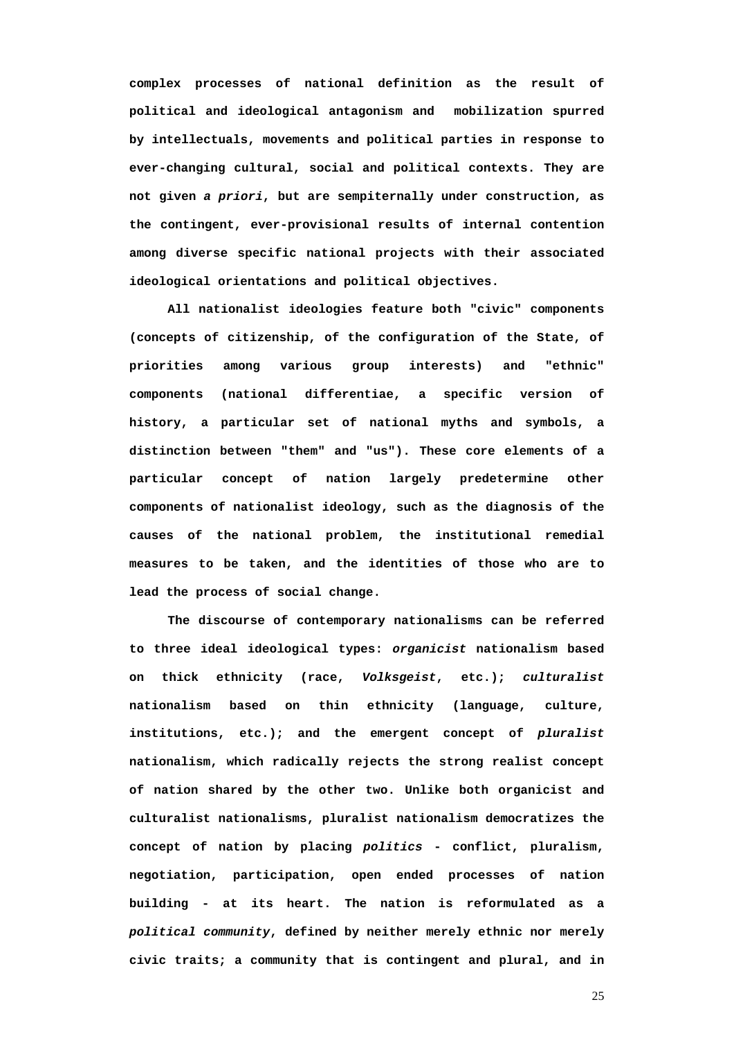complex processes of national definition as the result of political and ideological antagonism and mobilization spurred by intellectuals, movements and political parties in response to ever-changing cultural, social and political contexts. They are not given *a priori*, but are sempiternally under construction, as the contingent, ever-provisional results of internal contention among diverse specific national projects with their associated ideological orientations and political objectives.

All nationalist ideologies feature both "civic" components (concepts of citizenship, of the configuration of the State, of priorities among various group interests) and "ethnic" components (national differentiae, a specific version of history, a particular set of national myths and symbols, a distinction between "them" and "us"). These core elements of a particular concept of nation largely predetermine other components of nationalist ideology, such as the diagnosis of the causes of the national problem, the institutional remedial measures to be taken, and the identities of those who are to lead the process of social change.

The discourse of contemporary nationalisms can be referred to three ideal ideological types: *organicist* nationalism based on thick ethnicity (race, *Volksgeist*, etc.); *culturalist* nationalism based on thin ethnicity (language, culture, institutions, etc.); and the emergent concept of *pluralist* nationalism, which radically rejects the strong realist concept of nation shared by the other two. Unlike both organicist and culturalist nationalisms, pluralist nationalism democratizes the concept of nation by placing *politics* - conflict, pluralism, negotiation, participation, open ended processes of nation building - at its heart. The nation is reformulated as a *political community*, defined by neither merely ethnic nor merely civic traits; a community that is contingent and plural, and in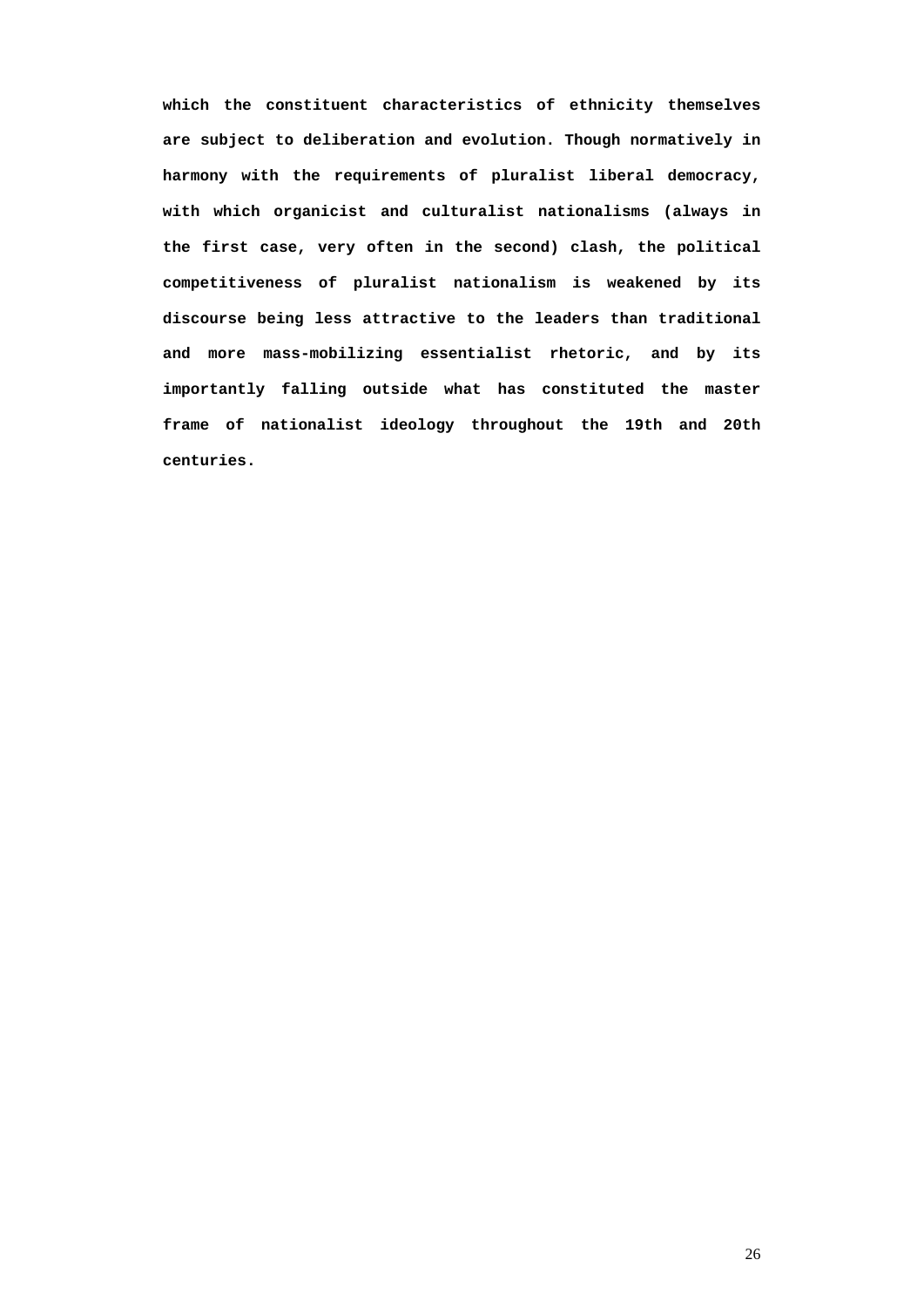**which the constituent characteristics of ethnicity themselves are subject to deliberation and evolution. Though normatively in harmony with the requirements of pluralist liberal democracy, with which organicist and culturalist nationalisms (always in the first case, very often in the second) clash, the political competitiveness of pluralist nationalism is weakened by its discourse being less attractive to the leaders than traditional and more mass-mobilizing essentialist rhetoric, and by its importantly falling outside what has constituted the master frame of nationalist ideology throughout the 19th and 20th centuries.**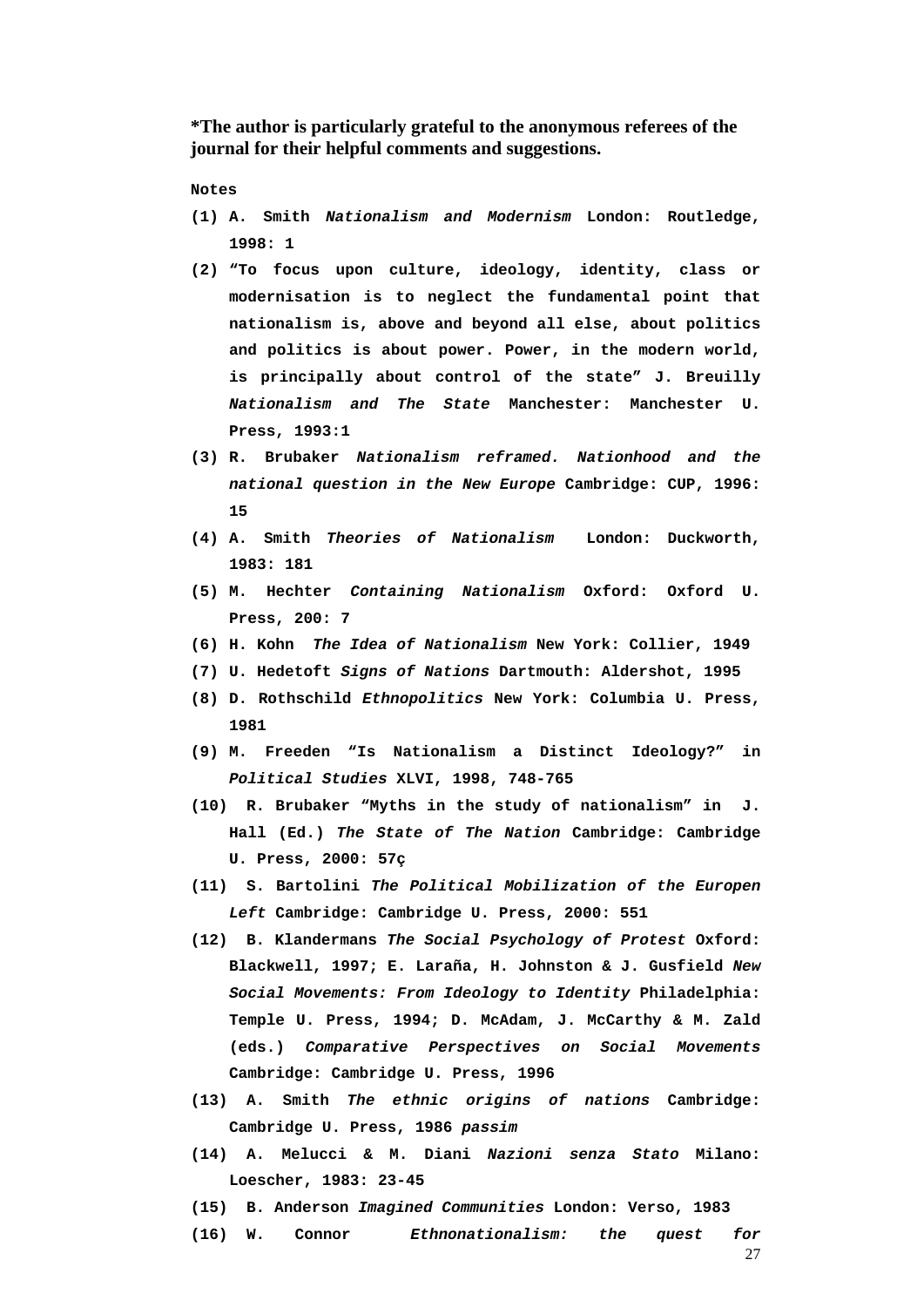**\*The author is particularly grateful to the anonymous referees of the journal for their helpful comments and suggestions.**

**Notes**

**(1) A. Smith *Nationalism and Modernism* London: Routledge, 1998: 1**

**(2) "To focus upon culture, ideology, identity, class or modernisation is to neglect the fundamental point that nationalism is, above and beyond all else, about politics and politics is about power. Power, in the modern world, is principally about control of the state" J. Breuilly *Nationalism and The State* Manchester: Manchester U. Press, 1993:1**

**(3) R. Brubaker *Nationalism reframed. Nationhood and the national question in the New Europe* Cambridge: CUP, 1996: 15**

**(4) A. Smith *Theories of Nationalism* London: Duckworth, 1983: 181**

**(5) M. Hechter *Containing Nationalism* Oxford: Oxford U. Press, 200: 7**

**(6) H. Kohn *The Idea of Nationalism* New York: Collier, 1949**

**(7) U. Hedetoft *Signs of Nations* Dartmouth: Aldershot, 1995**

**(8) D. Rothschild *Ethnopolitics* New York: Columbia U. Press, 1981**

**(9) M. Freeden "Is Nationalism a Distinct Ideology?" in *Political Studies* XLVI, 1998, 748-765**

**(10) R. Brubaker "Myths in the study of nationalism" in J. Hall (Ed.) *The State of The Nation* Cambridge: Cambridge U. Press, 2000: 57ç**

**(11) S. Bartolini *The Political Mobilization of the Europen Left* Cambridge: Cambridge U. Press, 2000: 551**

**(12) B. Klandermans *The Social Psychology of Protest* Oxford: Blackwell, 1997; E. Laraña, H. Johnston & J. Gusfield *New Social Movements: From Ideology to Identity* Philadelphia: Temple U. Press, 1994; D. McAdam, J. McCarthy & M. Zald (eds.) *Comparative Perspectives on Social Movements* Cambridge: Cambridge U. Press, 1996**

**(13) A. Smith *The ethnic origins of nations* Cambridge: Cambridge U. Press, 1986 *passim***

**(14) A. Melucci & M. Diani *Nazioni senza Stato* Milano: Loescher, 1983: 23-45**

**(15) B. Anderson *Imagined Communities* London: Verso, 1983**

**(16) W. Connor *Ethnonationalism: the quest for***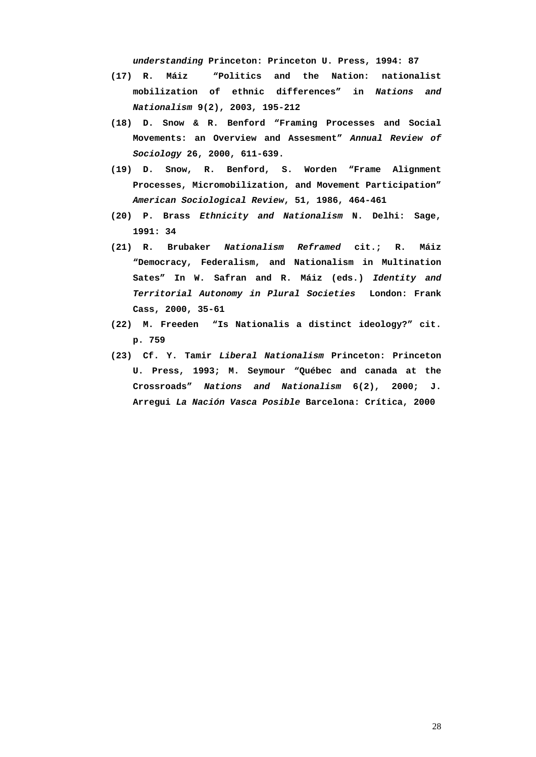*understanding* Princeton: Princeton U. Press, 1994: 87

(17) R. Máiz "Politics and the Nation: nationalist mobilization of ethnic differences" in *Nations and Nationalism* 9(2), 2003, 195-212

(18) D. Snow & R. Benford "Framing Processes and Social Movements: an Overview and Assesment" *Annual Review of Sociology* 26, 2000, 611-639.

(19) D. Snow, R. Benford, S. Worden "Frame Alignment Processes, Micromobilization, and Movement Participation" *American Sociological Review*, 51, 1986, 464-461

(20) P. Brass *Ethnicity and Nationalism* N. Delhi: Sage, 1991: 34

(21) R. Brubaker *Nationalism Reframed* cit.; R. Máiz "Democracy, Federalism, and Nationalism in Multination Sates" In W. Safran and R. Máiz (eds.) *Identity and Territorial Autonomy in Plural Societies* London: Frank Cass, 2000, 35-61

(22) M. Freeden "Is Nationalis a distinct ideology?" cit. p. 759

(23) Cf. Y. Tamir *Liberal Nationalism* Princeton: Princeton U. Press, 1993; M. Seymour "Québec and canada at the Crossroads" *Nations and Nationalism* 6(2), 2000; J. Arregui *La Nación Vasca Posible* Barcelona: Crítica, 2000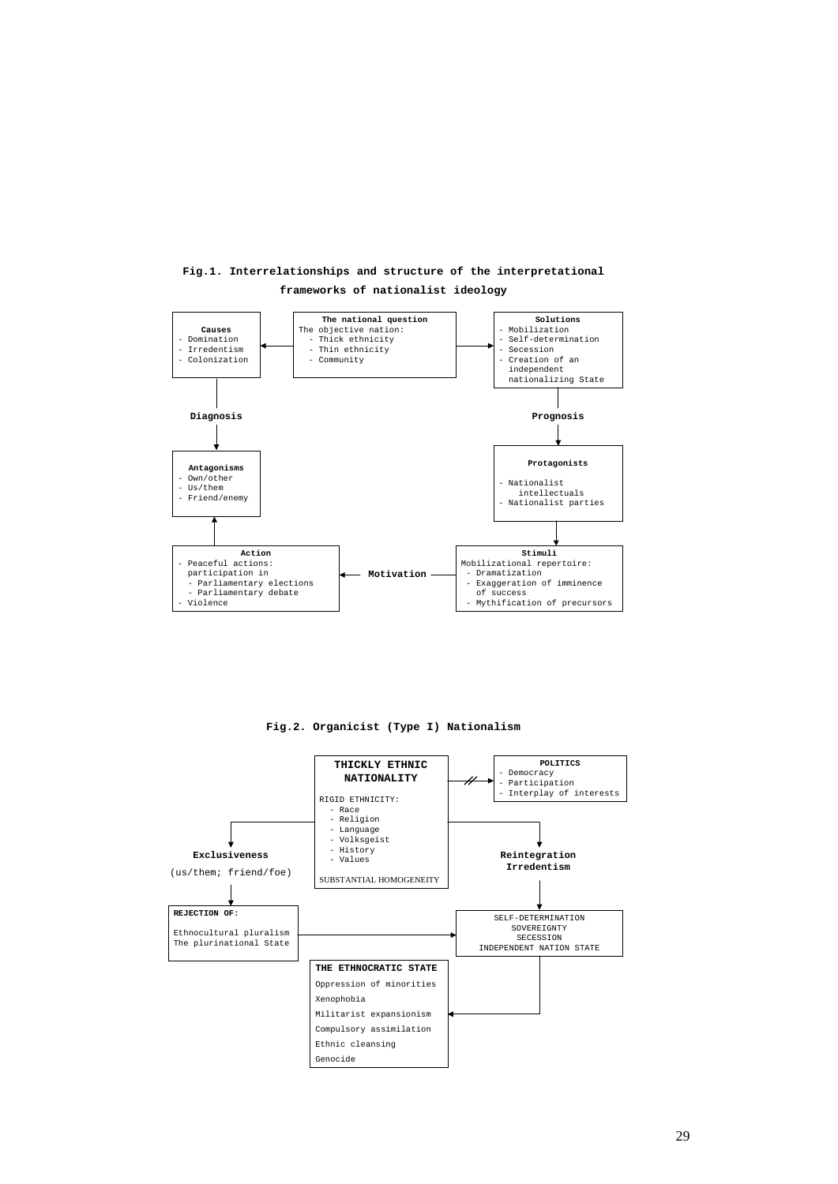**Fig.1. Interrelationships and structure of the interpretational frameworks of nationalist ideology**

**Causes**
- Domination
- Irredentism
- Colonization

**The national question**
The objective nation:
- Thick ethnicity
- Thin ethnicity
- Community

**Solutions**
- Mobilization
- Self-determination
- Secession
- Creation of an independent nationalizing State

**Diagnosis**

**Prognosis**

**Antagonisms**
- Own/other
- Us/them
- Friend/enemy

**Protagonists**
- Nationalist intellectuals
- Nationalist parties

**Action**
- Peaceful actions: participation in
  - Parliamentary elections
  - Parliamentary debate
- Violence

**Motivation**

**Stimuli**
Mobilizational repertoire:
- Dramatization
- Exaggeration of imminence of success
- Mythification of precursors

**Fig.2. Organicist (Type I) Nationalism**

**THICKLY ETHNIC NATIONALITY**

RIGID ETHNICITY:
- Race
- Religion
- Language
- Volksgeist
- History
- Values

SUBSTANTIAL HOMOGENEITY

**POLITICS**
- Democracy
- Participation
- Interplay of interests

**Exclusiveness**
(us/them; friend/foe)

**Reintegration**
**Irredentism**

**REJECTION OF:**
Ethnocultural pluralism
The plurinational State

SELF-DETERMINATION
SOVEREIGNTY
SECESSION
INDEPENDENT NATION STATE

**THE ETHNOCRATIC STATE**
Oppression of minorities
Xenophobia
Militarist expansionism
Compulsory assimilation
Ethnic cleansing
Genocide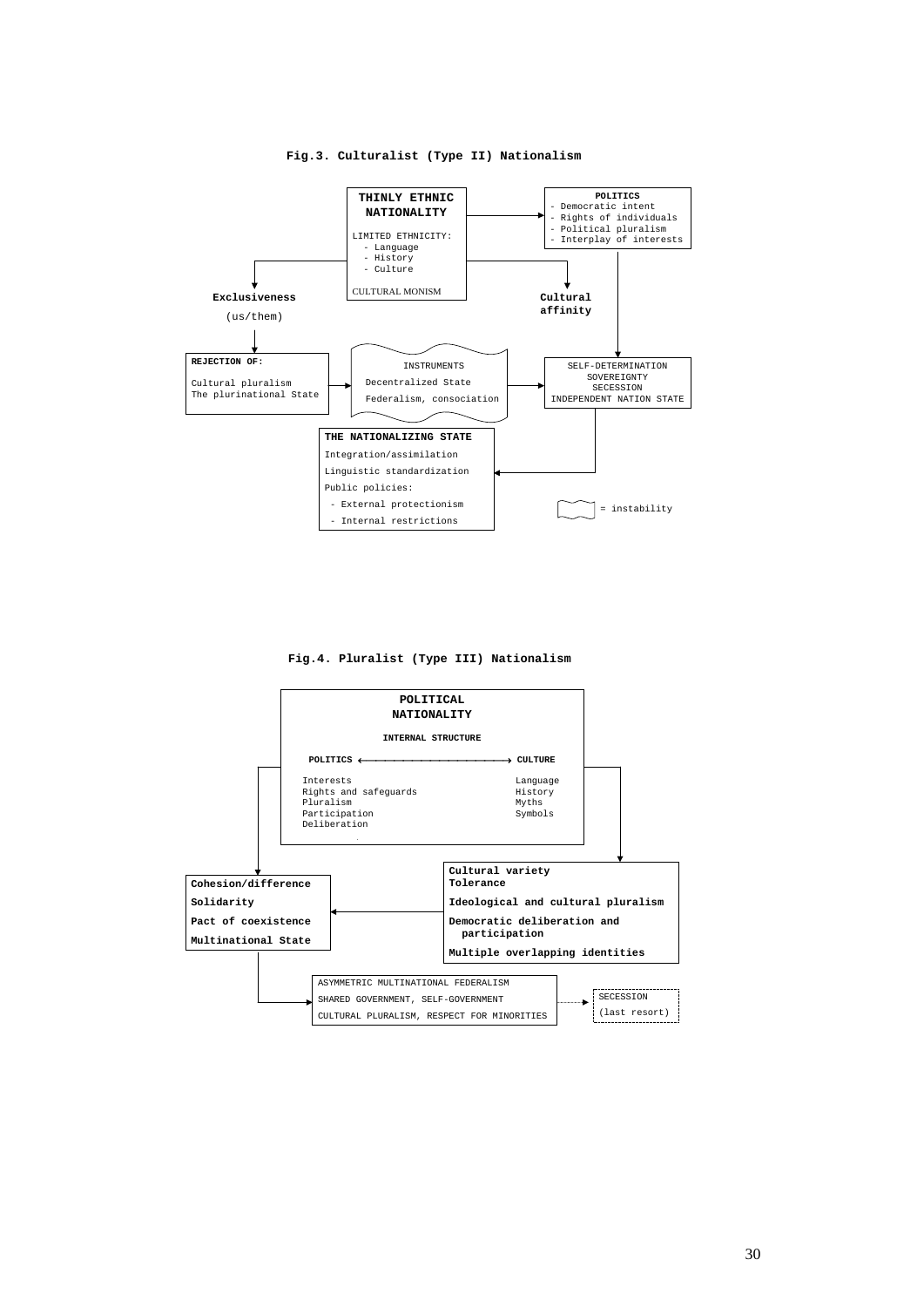**Fig.3. Culturalist (Type II) Nationalism**

**THINLY ETHNIC NATIONALITY**

LIMITED ETHNICITY:
- Language
- History
- Culture

CULTURAL MONISM

**POLITICS**
- Democratic intent
- Rights of individuals
- Political pluralism
- Interplay of interests

**Exclusiveness**

(us/them)

**Cultural affinity**

**REJECTION OF:**

Cultural pluralism
The plurinational State

INSTRUMENTS

Decentralized State

Federalism, consociation

SELF-DETERMINATION
SOVEREIGNTY
SECESSION
INDEPENDENT NATION STATE

**THE NATIONALIZING STATE**

Integration/assimilation

Linguistic standardization

Public policies:
- External protectionism
- Internal restrictions

= instability

**Fig.4. Pluralist (Type III) Nationalism**

**POLITICAL NATIONALITY**

**INTERNAL STRUCTURE**

**POLITICS** ⟷ **CULTURE**

Interests
Rights and safeguards
Pluralism
Participation
Deliberation

Language
History
Myths
Symbols

**Cohesion/difference**

**Solidarity**

**Pact of coexistence**

**Multinational State**

**Cultural variety**
**Tolerance**

**Ideological and cultural pluralism**

**Democratic deliberation and participation**

**Multiple overlapping identities**

ASYMMETRIC MULTINATIONAL FEDERALISM
SHARED GOVERNMENT, SELF-GOVERNMENT
CULTURAL PLURALISM, RESPECT FOR MINORITIES

SECESSION
(last resort)